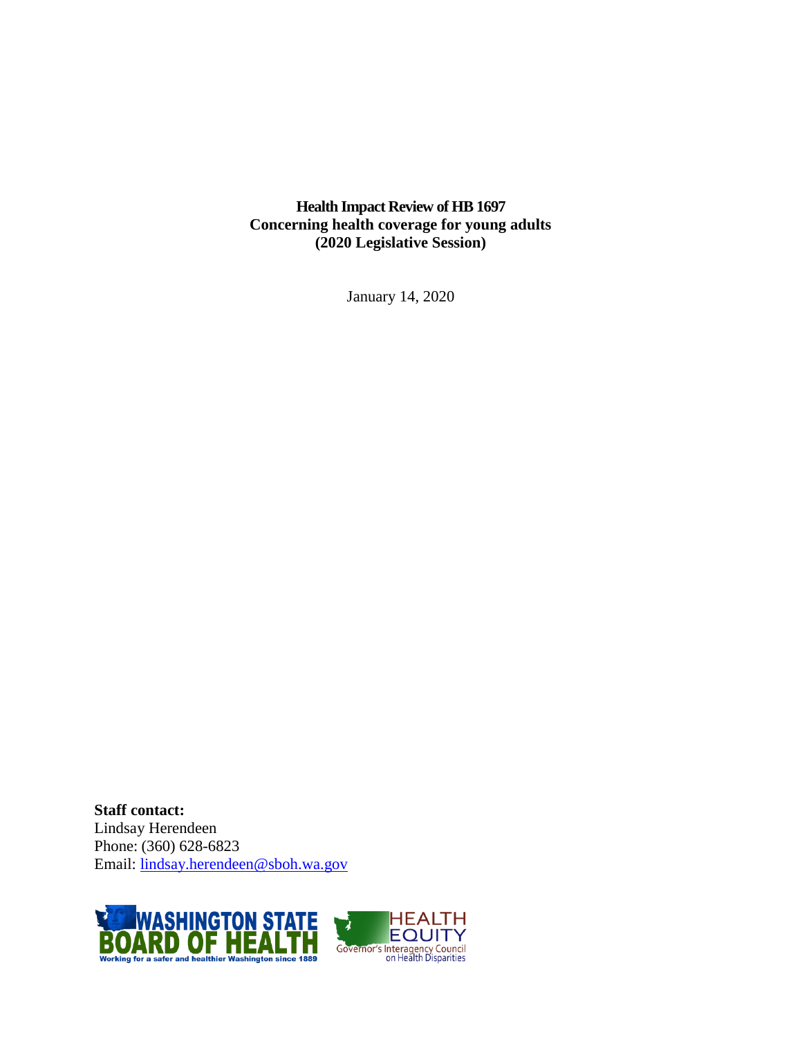**Health Impact Review of HB 1697**
**Concerning health coverage for young adults**
**(2020 Legislative Session)**

January 14, 2020

**Staff contact:**
Lindsay Herendeen
Phone: (360) 628-6823
Email: lindsay.herendeen@sboh.wa.gov

WASHINGTON STATE BOARD OF HEALTH
Working for a safer and healthier Washington since 1889

HEALTH EQUITY
Governor's Interagency Council on Health Disparities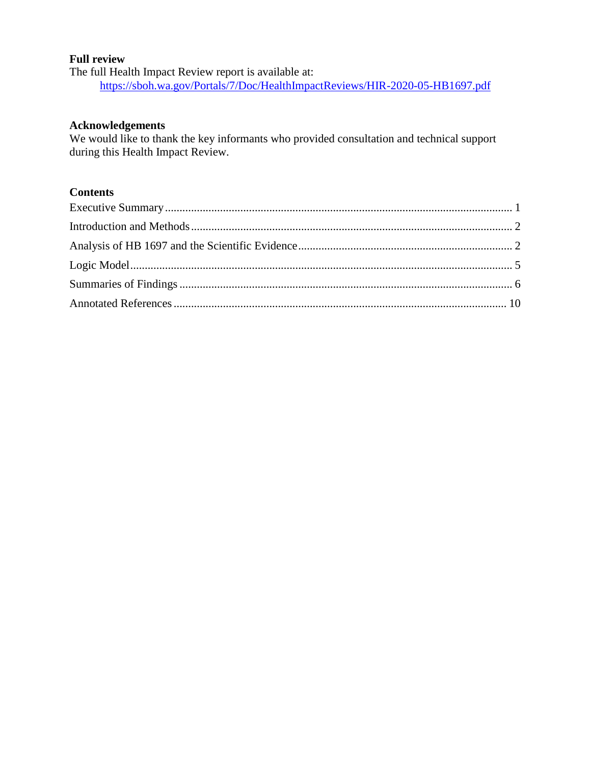**Full review**

The full Health Impact Review report is available at:

https://sboh.wa.gov/Portals/7/Doc/HealthImpactReviews/HIR-2020-05-HB1697.pdf

**Acknowledgements**

We would like to thank the key informants who provided consultation and technical support during this Health Impact Review.

**Contents**

Executive Summary ..................................................................................................................... 1

Introduction and Methods ............................................................................................................ 2

Analysis of HB 1697 and the Scientific Evidence ........................................................................ 2

Logic Model ................................................................................................................................ 5

Summaries of Findings ................................................................................................................ 6

Annotated References ................................................................................................................ 10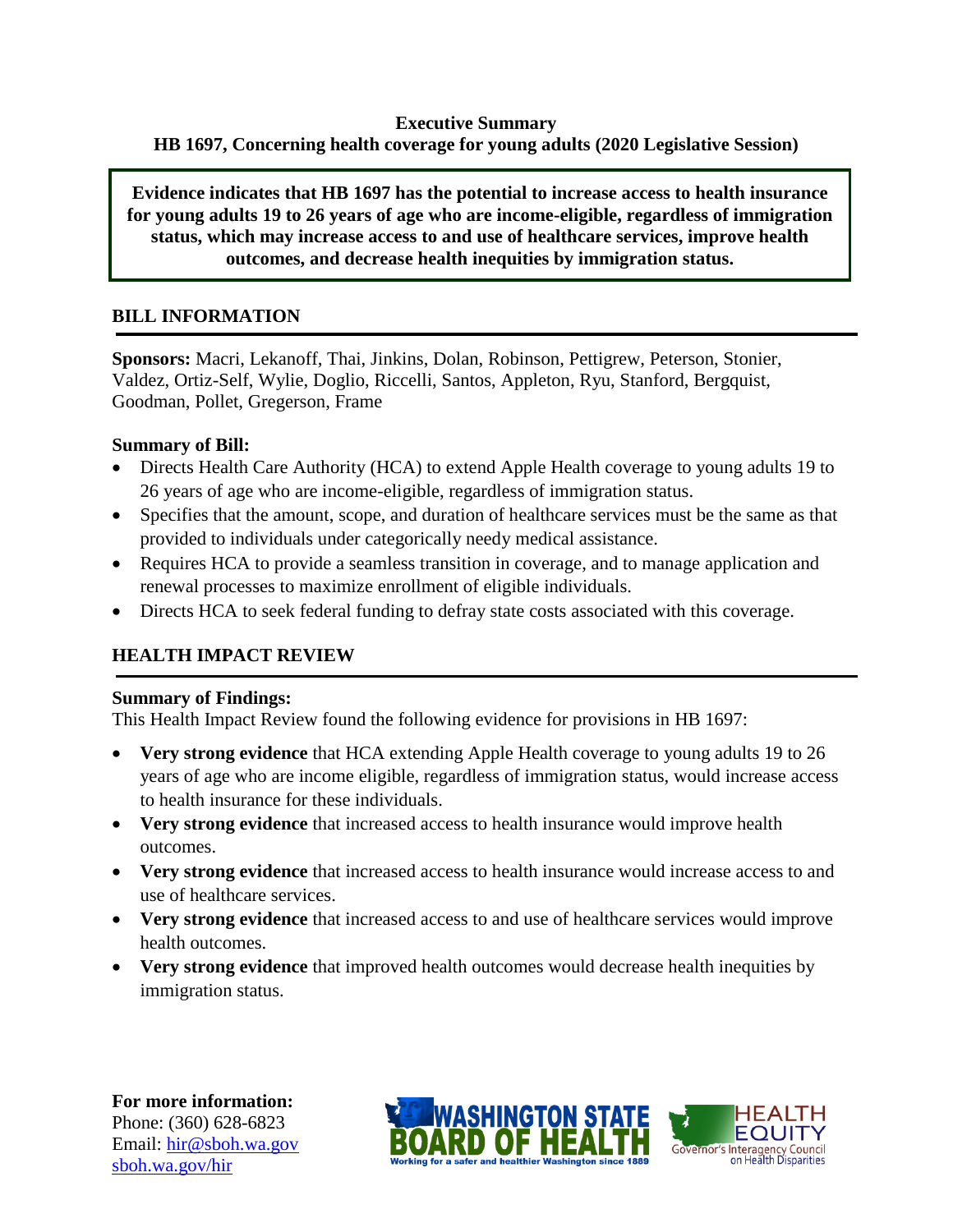**Executive Summary**

**HB 1697, Concerning health coverage for young adults (2020 Legislative Session)**

**Evidence indicates that HB 1697 has the potential to increase access to health insurance for young adults 19 to 26 years of age who are income-eligible, regardless of immigration status, which may increase access to and use of healthcare services, improve health outcomes, and decrease health inequities by immigration status.**

## BILL INFORMATION

**Sponsors:** Macri, Lekanoff, Thai, Jinkins, Dolan, Robinson, Pettigrew, Peterson, Stonier, Valdez, Ortiz-Self, Wylie, Doglio, Riccelli, Santos, Appleton, Ryu, Stanford, Bergquist, Goodman, Pollet, Gregerson, Frame

**Summary of Bill:**

- Directs Health Care Authority (HCA) to extend Apple Health coverage to young adults 19 to 26 years of age who are income-eligible, regardless of immigration status.
- Specifies that the amount, scope, and duration of healthcare services must be the same as that provided to individuals under categorically needy medical assistance.
- Requires HCA to provide a seamless transition in coverage, and to manage application and renewal processes to maximize enrollment of eligible individuals.
- Directs HCA to seek federal funding to defray state costs associated with this coverage.

## HEALTH IMPACT REVIEW

**Summary of Findings:**

This Health Impact Review found the following evidence for provisions in HB 1697:

- **Very strong evidence** that HCA extending Apple Health coverage to young adults 19 to 26 years of age who are income eligible, regardless of immigration status, would increase access to health insurance for these individuals.
- **Very strong evidence** that increased access to health insurance would improve health outcomes.
- **Very strong evidence** that increased access to health insurance would increase access to and use of healthcare services.
- **Very strong evidence** that increased access to and use of healthcare services would improve health outcomes.
- **Very strong evidence** that improved health outcomes would decrease health inequities by immigration status.

**For more information:**
Phone: (360) 628-6823
Email: hir@sboh.wa.gov
sboh.wa.gov/hir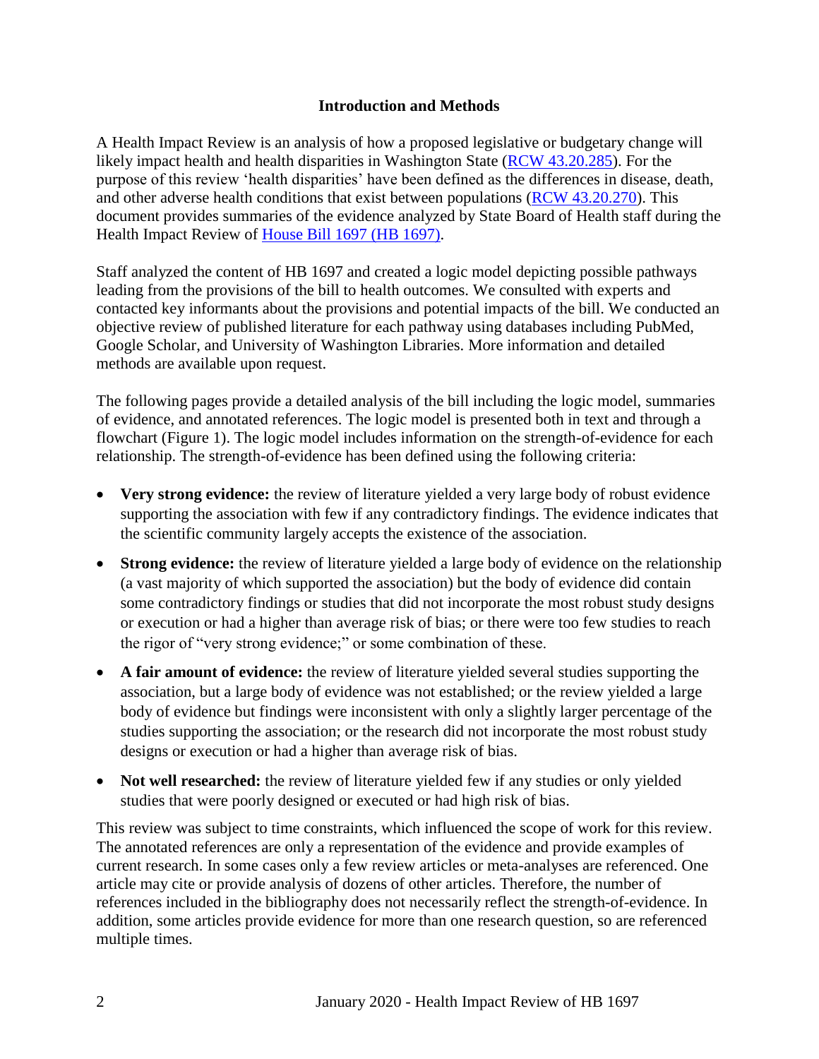## Introduction and Methods

A Health Impact Review is an analysis of how a proposed legislative or budgetary change will likely impact health and health disparities in Washington State ([RCW 43.20.285](#)). For the purpose of this review 'health disparities' have been defined as the differences in disease, death, and other adverse health conditions that exist between populations ([RCW 43.20.270](#)). This document provides summaries of the evidence analyzed by State Board of Health staff during the Health Impact Review of [House Bill 1697 (HB 1697)](#).

Staff analyzed the content of HB 1697 and created a logic model depicting possible pathways leading from the provisions of the bill to health outcomes. We consulted with experts and contacted key informants about the provisions and potential impacts of the bill. We conducted an objective review of published literature for each pathway using databases including PubMed, Google Scholar, and University of Washington Libraries. More information and detailed methods are available upon request.

The following pages provide a detailed analysis of the bill including the logic model, summaries of evidence, and annotated references. The logic model is presented both in text and through a flowchart (Figure 1). The logic model includes information on the strength-of-evidence for each relationship. The strength-of-evidence has been defined using the following criteria:

- **Very strong evidence:** the review of literature yielded a very large body of robust evidence supporting the association with few if any contradictory findings. The evidence indicates that the scientific community largely accepts the existence of the association.
- **Strong evidence:** the review of literature yielded a large body of evidence on the relationship (a vast majority of which supported the association) but the body of evidence did contain some contradictory findings or studies that did not incorporate the most robust study designs or execution or had a higher than average risk of bias; or there were too few studies to reach the rigor of "very strong evidence;" or some combination of these.
- **A fair amount of evidence:** the review of literature yielded several studies supporting the association, but a large body of evidence was not established; or the review yielded a large body of evidence but findings were inconsistent with only a slightly larger percentage of the studies supporting the association; or the research did not incorporate the most robust study designs or execution or had a higher than average risk of bias.
- **Not well researched:** the review of literature yielded few if any studies or only yielded studies that were poorly designed or executed or had high risk of bias.

This review was subject to time constraints, which influenced the scope of work for this review. The annotated references are only a representation of the evidence and provide examples of current research. In some cases only a few review articles or meta-analyses are referenced. One article may cite or provide analysis of dozens of other articles. Therefore, the number of references included in the bibliography does not necessarily reflect the strength-of-evidence. In addition, some articles provide evidence for more than one research question, so are referenced multiple times.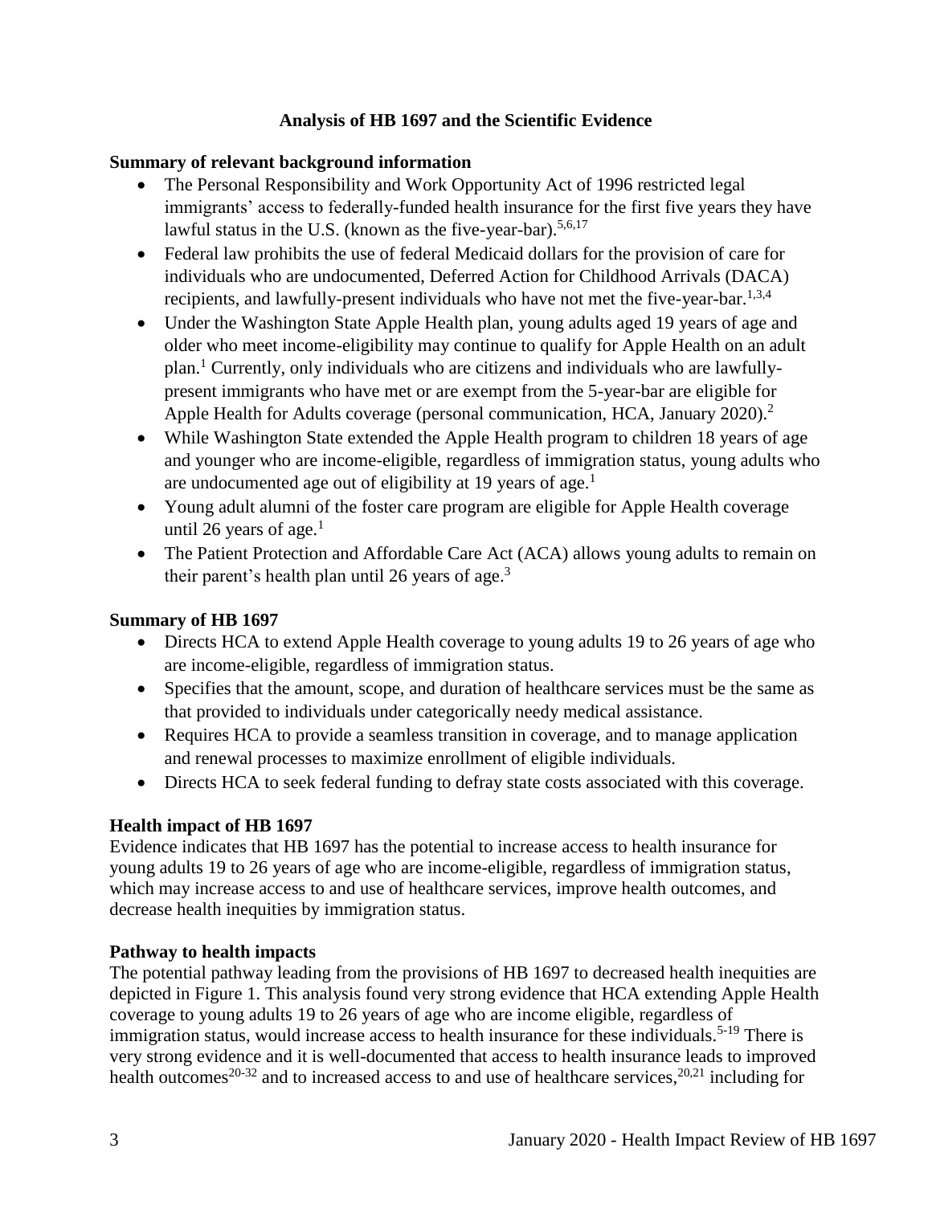## Analysis of HB 1697 and the Scientific Evidence

### Summary of relevant background information

- The Personal Responsibility and Work Opportunity Act of 1996 restricted legal immigrants' access to federally-funded health insurance for the first five years they have lawful status in the U.S. (known as the five-year-bar).[5,6,17]
- Federal law prohibits the use of federal Medicaid dollars for the provision of care for individuals who are undocumented, Deferred Action for Childhood Arrivals (DACA) recipients, and lawfully-present individuals who have not met the five-year-bar.[1,3,4]
- Under the Washington State Apple Health plan, young adults aged 19 years of age and older who meet income-eligibility may continue to qualify for Apple Health on an adult plan.[1] Currently, only individuals who are citizens and individuals who are lawfully-present immigrants who have met or are exempt from the 5-year-bar are eligible for Apple Health for Adults coverage (personal communication, HCA, January 2020).[2]
- While Washington State extended the Apple Health program to children 18 years of age and younger who are income-eligible, regardless of immigration status, young adults who are undocumented age out of eligibility at 19 years of age.[1]
- Young adult alumni of the foster care program are eligible for Apple Health coverage until 26 years of age.[1]
- The Patient Protection and Affordable Care Act (ACA) allows young adults to remain on their parent's health plan until 26 years of age.[3]

### Summary of HB 1697

- Directs HCA to extend Apple Health coverage to young adults 19 to 26 years of age who are income-eligible, regardless of immigration status.
- Specifies that the amount, scope, and duration of healthcare services must be the same as that provided to individuals under categorically needy medical assistance.
- Requires HCA to provide a seamless transition in coverage, and to manage application and renewal processes to maximize enrollment of eligible individuals.
- Directs HCA to seek federal funding to defray state costs associated with this coverage.

### Health impact of HB 1697

Evidence indicates that HB 1697 has the potential to increase access to health insurance for young adults 19 to 26 years of age who are income-eligible, regardless of immigration status, which may increase access to and use of healthcare services, improve health outcomes, and decrease health inequities by immigration status.

### Pathway to health impacts

The potential pathway leading from the provisions of HB 1697 to decreased health inequities are depicted in Figure 1. This analysis found very strong evidence that HCA extending Apple Health coverage to young adults 19 to 26 years of age who are income eligible, regardless of immigration status, would increase access to health insurance for these individuals.[5-19] There is very strong evidence and it is well-documented that access to health insurance leads to improved health outcomes[20-32] and to increased access to and use of healthcare services,[20,21] including for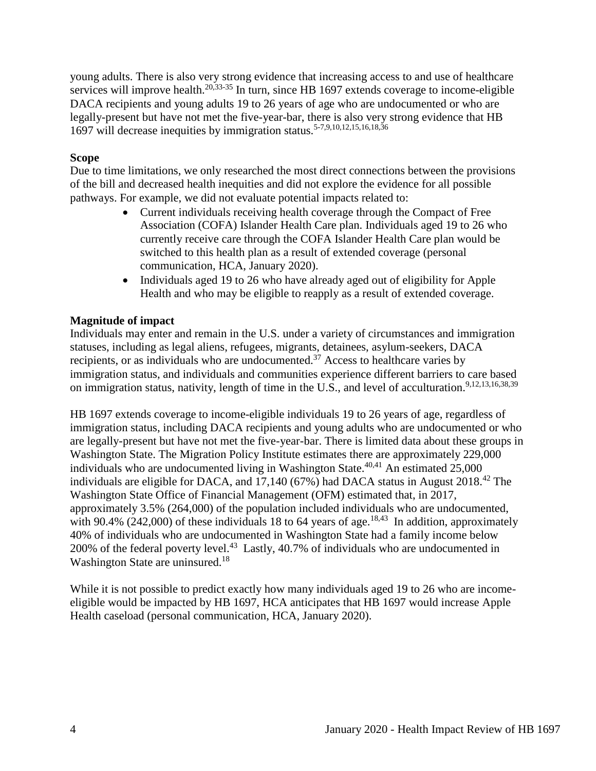young adults. There is also very strong evidence that increasing access to and use of healthcare services will improve health.[20,33-35] In turn, since HB 1697 extends coverage to income-eligible DACA recipients and young adults 19 to 26 years of age who are undocumented or who are legally-present but have not met the five-year-bar, there is also very strong evidence that HB 1697 will decrease inequities by immigration status.[5-7,9,10,12,15,16,18,36]

**Scope**

Due to time limitations, we only researched the most direct connections between the provisions of the bill and decreased health inequities and did not explore the evidence for all possible pathways. For example, we did not evaluate potential impacts related to:

- Current individuals receiving health coverage through the Compact of Free Association (COFA) Islander Health Care plan. Individuals aged 19 to 26 who currently receive care through the COFA Islander Health Care plan would be switched to this health plan as a result of extended coverage (personal communication, HCA, January 2020).
- Individuals aged 19 to 26 who have already aged out of eligibility for Apple Health and who may be eligible to reapply as a result of extended coverage.

**Magnitude of impact**

Individuals may enter and remain in the U.S. under a variety of circumstances and immigration statuses, including as legal aliens, refugees, migrants, detainees, asylum-seekers, DACA recipients, or as individuals who are undocumented.[37] Access to healthcare varies by immigration status, and individuals and communities experience different barriers to care based on immigration status, nativity, length of time in the U.S., and level of acculturation.[9,12,13,16,38,39]

HB 1697 extends coverage to income-eligible individuals 19 to 26 years of age, regardless of immigration status, including DACA recipients and young adults who are undocumented or who are legally-present but have not met the five-year-bar. There is limited data about these groups in Washington State. The Migration Policy Institute estimates there are approximately 229,000 individuals who are undocumented living in Washington State.[40,41] An estimated 25,000 individuals are eligible for DACA, and 17,140 (67%) had DACA status in August 2018.[42] The Washington State Office of Financial Management (OFM) estimated that, in 2017, approximately 3.5% (264,000) of the population included individuals who are undocumented, with 90.4% (242,000) of these individuals 18 to 64 years of age.[18,43] In addition, approximately 40% of individuals who are undocumented in Washington State had a family income below 200% of the federal poverty level.[43] Lastly, 40.7% of individuals who are undocumented in Washington State are uninsured.[18]

While it is not possible to predict exactly how many individuals aged 19 to 26 who are income-eligible would be impacted by HB 1697, HCA anticipates that HB 1697 would increase Apple Health caseload (personal communication, HCA, January 2020).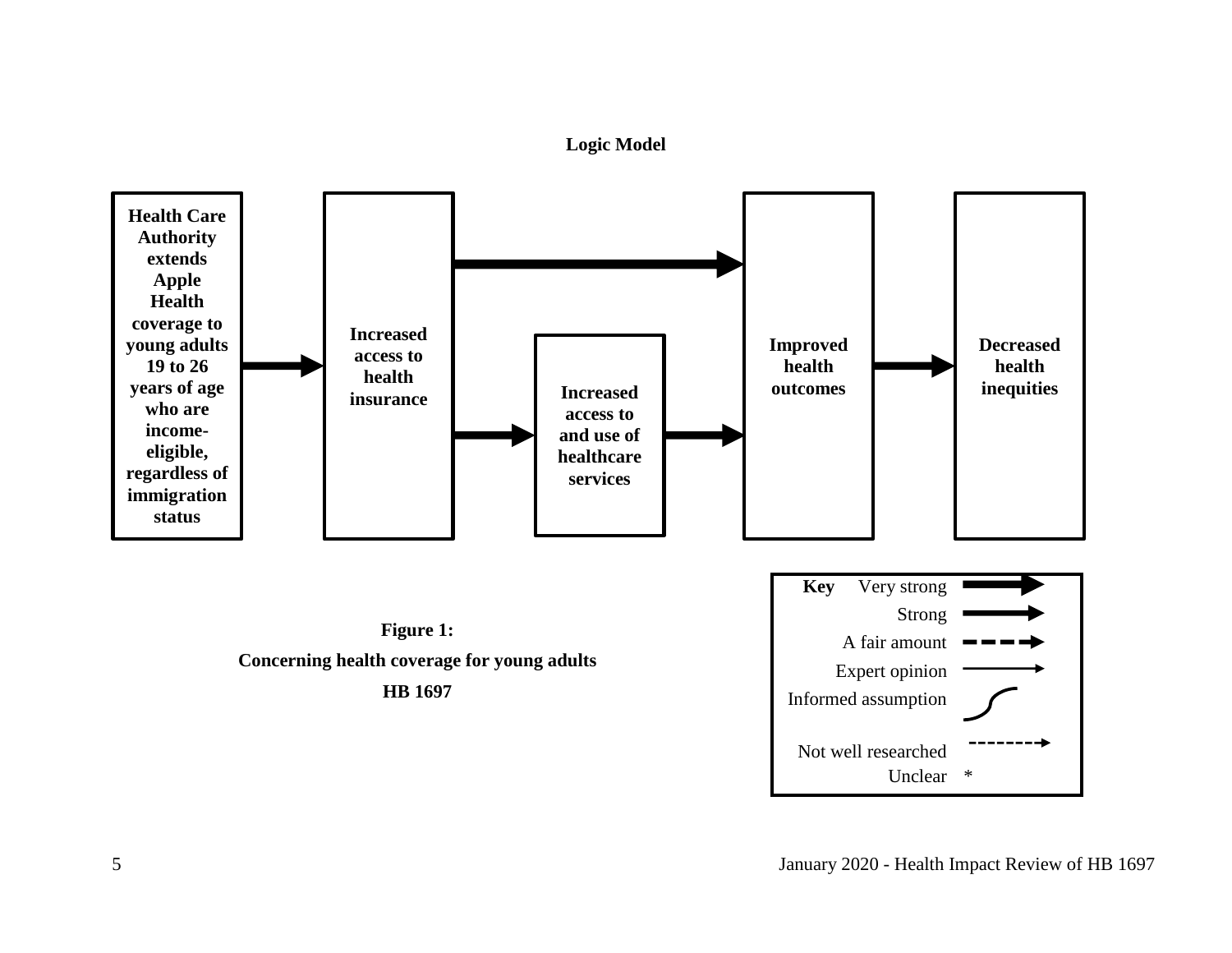**Logic Model**

Health Care Authority extends Apple Health coverage to young adults 19 to 26 years of age who are income-eligible, regardless of immigration status

Increased access to health insurance

Increased access to and use of healthcare services

Improved health outcomes

Decreased health inequities

| Key | |
|---|---|
| Very strong | |
| Strong | |
| A fair amount | |
| Expert opinion | |
| Informed assumption | |
| Not well researched | |
| Unclear | * |

**Figure 1:**

**Concerning health coverage for young adults**

**HB 1697**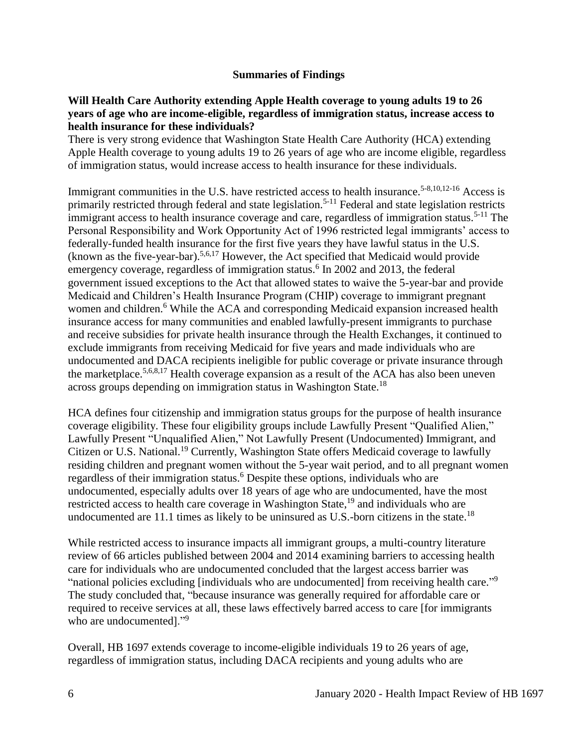## Summaries of Findings

**Will Health Care Authority extending Apple Health coverage to young adults 19 to 26 years of age who are income-eligible, regardless of immigration status, increase access to health insurance for these individuals?**

There is very strong evidence that Washington State Health Care Authority (HCA) extending Apple Health coverage to young adults 19 to 26 years of age who are income eligible, regardless of immigration status, would increase access to health insurance for these individuals.

Immigrant communities in the U.S. have restricted access to health insurance.[5-8,10,12-16] Access is primarily restricted through federal and state legislation.[5-11] Federal and state legislation restricts immigrant access to health insurance coverage and care, regardless of immigration status.[5-11] The Personal Responsibility and Work Opportunity Act of 1996 restricted legal immigrants' access to federally-funded health insurance for the first five years they have lawful status in the U.S. (known as the five-year-bar).[5,6,17] However, the Act specified that Medicaid would provide emergency coverage, regardless of immigration status.[6] In 2002 and 2013, the federal government issued exceptions to the Act that allowed states to waive the 5-year-bar and provide Medicaid and Children's Health Insurance Program (CHIP) coverage to immigrant pregnant women and children.[6] While the ACA and corresponding Medicaid expansion increased health insurance access for many communities and enabled lawfully-present immigrants to purchase and receive subsidies for private health insurance through the Health Exchanges, it continued to exclude immigrants from receiving Medicaid for five years and made individuals who are undocumented and DACA recipients ineligible for public coverage or private insurance through the marketplace.[5,6,8,17] Health coverage expansion as a result of the ACA has also been uneven across groups depending on immigration status in Washington State.[18]

HCA defines four citizenship and immigration status groups for the purpose of health insurance coverage eligibility. These four eligibility groups include Lawfully Present "Qualified Alien," Lawfully Present "Unqualified Alien," Not Lawfully Present (Undocumented) Immigrant, and Citizen or U.S. National.[19] Currently, Washington State offers Medicaid coverage to lawfully residing children and pregnant women without the 5-year wait period, and to all pregnant women regardless of their immigration status.[6] Despite these options, individuals who are undocumented, especially adults over 18 years of age who are undocumented, have the most restricted access to health care coverage in Washington State,[19] and individuals who are undocumented are 11.1 times as likely to be uninsured as U.S.-born citizens in the state.[18]

While restricted access to insurance impacts all immigrant groups, a multi-country literature review of 66 articles published between 2004 and 2014 examining barriers to accessing health care for individuals who are undocumented concluded that the largest access barrier was "national policies excluding [individuals who are undocumented] from receiving health care."[9] The study concluded that, "because insurance was generally required for affordable care or required to receive services at all, these laws effectively barred access to care [for immigrants who are undocumented]."[9]

Overall, HB 1697 extends coverage to income-eligible individuals 19 to 26 years of age, regardless of immigration status, including DACA recipients and young adults who are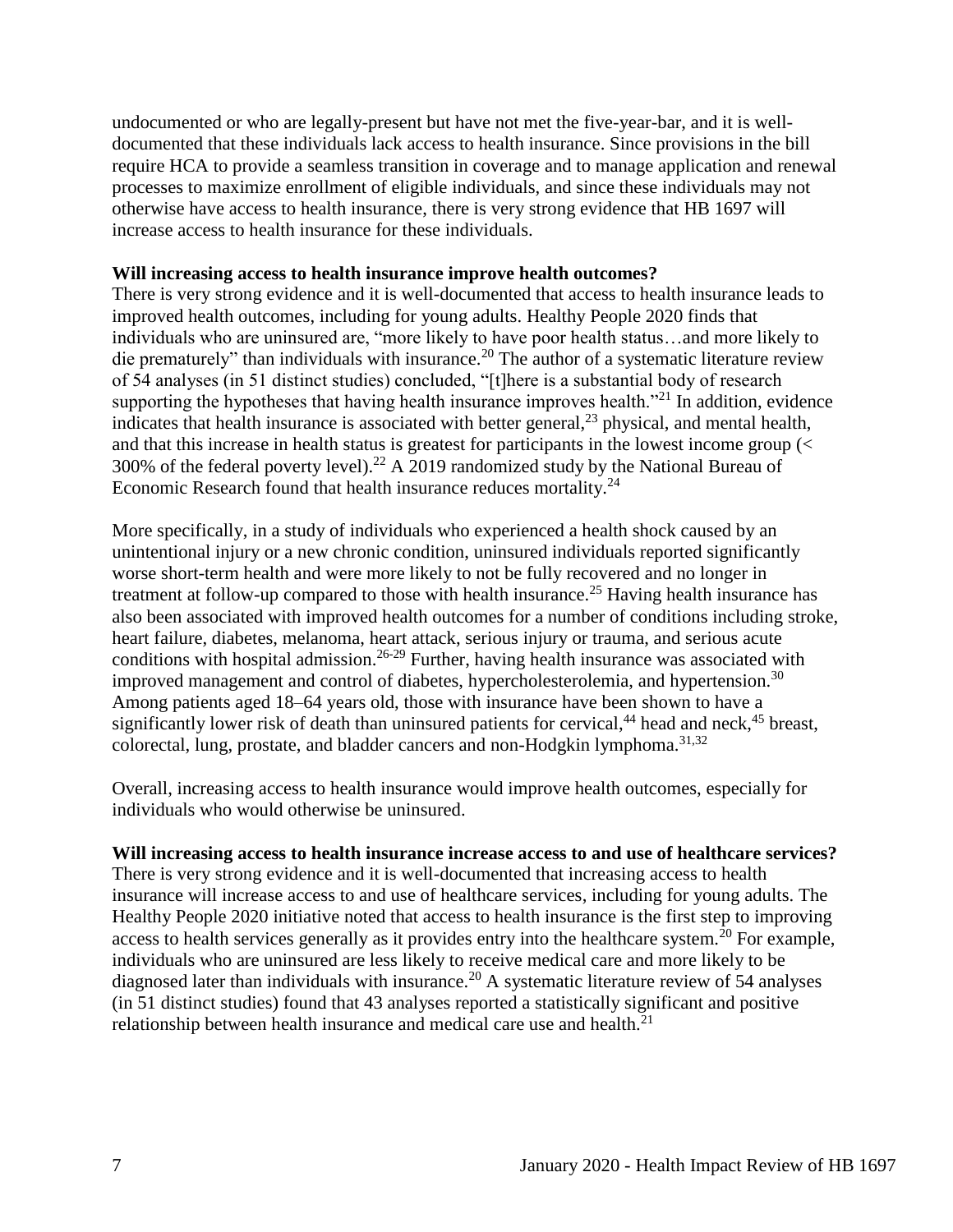undocumented or who are legally-present but have not met the five-year-bar, and it is well-documented that these individuals lack access to health insurance. Since provisions in the bill require HCA to provide a seamless transition in coverage and to manage application and renewal processes to maximize enrollment of eligible individuals, and since these individuals may not otherwise have access to health insurance, there is very strong evidence that HB 1697 will increase access to health insurance for these individuals.

**Will increasing access to health insurance improve health outcomes?**

There is very strong evidence and it is well-documented that access to health insurance leads to improved health outcomes, including for young adults. Healthy People 2020 finds that individuals who are uninsured are, "more likely to have poor health status…and more likely to die prematurely" than individuals with insurance.[20] The author of a systematic literature review of 54 analyses (in 51 distinct studies) concluded, "[t]here is a substantial body of research supporting the hypotheses that having health insurance improves health."[21] In addition, evidence indicates that health insurance is associated with better general,[23] physical, and mental health, and that this increase in health status is greatest for participants in the lowest income group (< 300% of the federal poverty level).[22] A 2019 randomized study by the National Bureau of Economic Research found that health insurance reduces mortality.[24]

More specifically, in a study of individuals who experienced a health shock caused by an unintentional injury or a new chronic condition, uninsured individuals reported significantly worse short-term health and were more likely to not be fully recovered and no longer in treatment at follow-up compared to those with health insurance.[25] Having health insurance has also been associated with improved health outcomes for a number of conditions including stroke, heart failure, diabetes, melanoma, heart attack, serious injury or trauma, and serious acute conditions with hospital admission.[26-29] Further, having health insurance was associated with improved management and control of diabetes, hypercholesterolemia, and hypertension.[30] Among patients aged 18–64 years old, those with insurance have been shown to have a significantly lower risk of death than uninsured patients for cervical,[44] head and neck,[45] breast, colorectal, lung, prostate, and bladder cancers and non-Hodgkin lymphoma.[31,32]

Overall, increasing access to health insurance would improve health outcomes, especially for individuals who would otherwise be uninsured.

**Will increasing access to health insurance increase access to and use of healthcare services?**

There is very strong evidence and it is well-documented that increasing access to health insurance will increase access to and use of healthcare services, including for young adults. The Healthy People 2020 initiative noted that access to health insurance is the first step to improving access to health services generally as it provides entry into the healthcare system.[20] For example, individuals who are uninsured are less likely to receive medical care and more likely to be diagnosed later than individuals with insurance.[20] A systematic literature review of 54 analyses (in 51 distinct studies) found that 43 analyses reported a statistically significant and positive relationship between health insurance and medical care use and health.[21]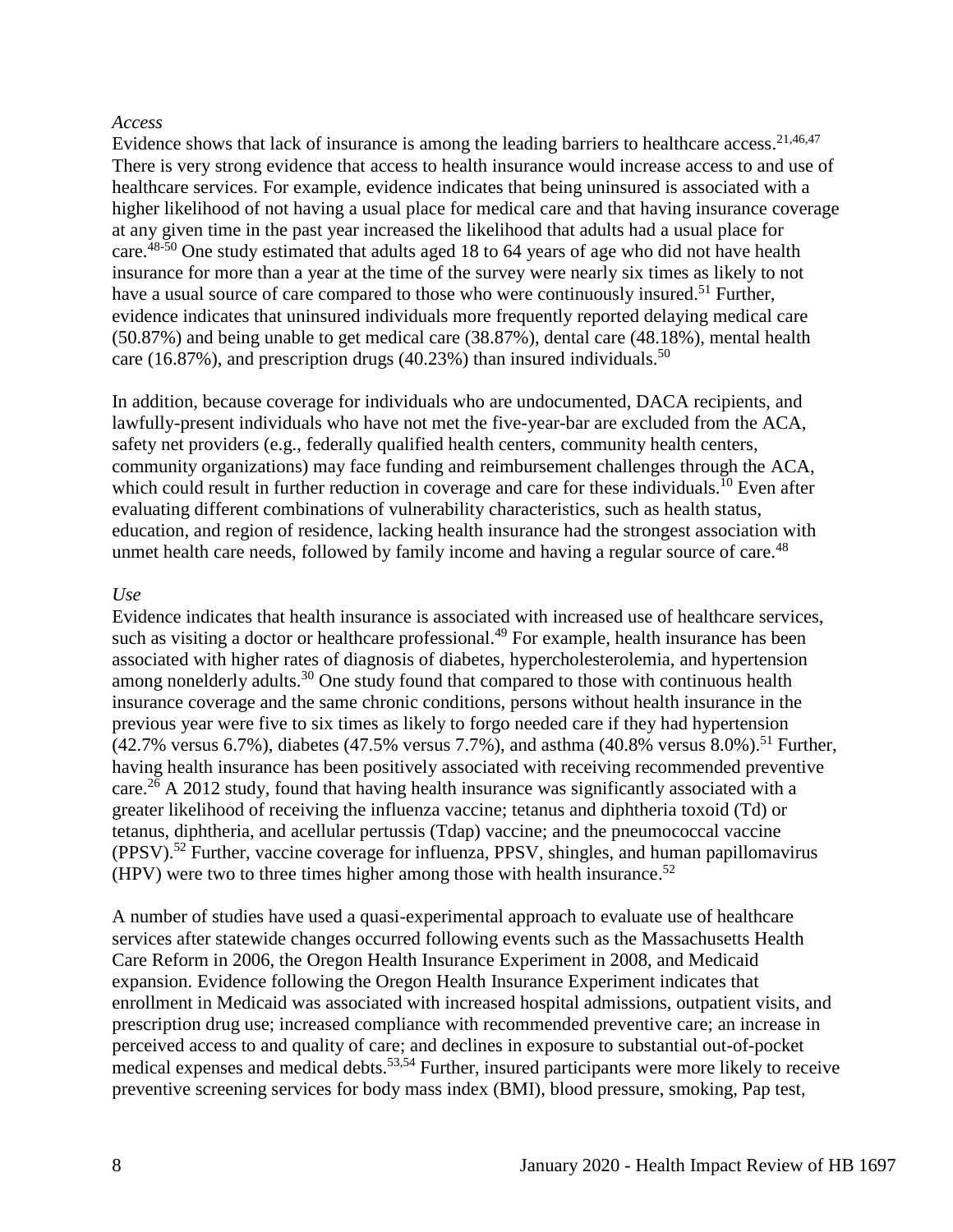*Access*

Evidence shows that lack of insurance is among the leading barriers to healthcare access.[21,46,47] There is very strong evidence that access to health insurance would increase access to and use of healthcare services. For example, evidence indicates that being uninsured is associated with a higher likelihood of not having a usual place for medical care and that having insurance coverage at any given time in the past year increased the likelihood that adults had a usual place for care.[48-50] One study estimated that adults aged 18 to 64 years of age who did not have health insurance for more than a year at the time of the survey were nearly six times as likely to not have a usual source of care compared to those who were continuously insured.[51] Further, evidence indicates that uninsured individuals more frequently reported delaying medical care (50.87%) and being unable to get medical care (38.87%), dental care (48.18%), mental health care (16.87%), and prescription drugs (40.23%) than insured individuals.[50]

In addition, because coverage for individuals who are undocumented, DACA recipients, and lawfully-present individuals who have not met the five-year-bar are excluded from the ACA, safety net providers (e.g., federally qualified health centers, community health centers, community organizations) may face funding and reimbursement challenges through the ACA, which could result in further reduction in coverage and care for these individuals.[10] Even after evaluating different combinations of vulnerability characteristics, such as health status, education, and region of residence, lacking health insurance had the strongest association with unmet health care needs, followed by family income and having a regular source of care.[48]

*Use*

Evidence indicates that health insurance is associated with increased use of healthcare services, such as visiting a doctor or healthcare professional.[49] For example, health insurance has been associated with higher rates of diagnosis of diabetes, hypercholesterolemia, and hypertension among nonelderly adults.[30] One study found that compared to those with continuous health insurance coverage and the same chronic conditions, persons without health insurance in the previous year were five to six times as likely to forgo needed care if they had hypertension (42.7% versus 6.7%), diabetes (47.5% versus 7.7%), and asthma (40.8% versus 8.0%).[51] Further, having health insurance has been positively associated with receiving recommended preventive care.[26] A 2012 study, found that having health insurance was significantly associated with a greater likelihood of receiving the influenza vaccine; tetanus and diphtheria toxoid (Td) or tetanus, diphtheria, and acellular pertussis (Tdap) vaccine; and the pneumococcal vaccine (PPSV).[52] Further, vaccine coverage for influenza, PPSV, shingles, and human papillomavirus (HPV) were two to three times higher among those with health insurance.[52]

A number of studies have used a quasi-experimental approach to evaluate use of healthcare services after statewide changes occurred following events such as the Massachusetts Health Care Reform in 2006, the Oregon Health Insurance Experiment in 2008, and Medicaid expansion. Evidence following the Oregon Health Insurance Experiment indicates that enrollment in Medicaid was associated with increased hospital admissions, outpatient visits, and prescription drug use; increased compliance with recommended preventive care; an increase in perceived access to and quality of care; and declines in exposure to substantial out-of-pocket medical expenses and medical debts.[53,54] Further, insured participants were more likely to receive preventive screening services for body mass index (BMI), blood pressure, smoking, Pap test,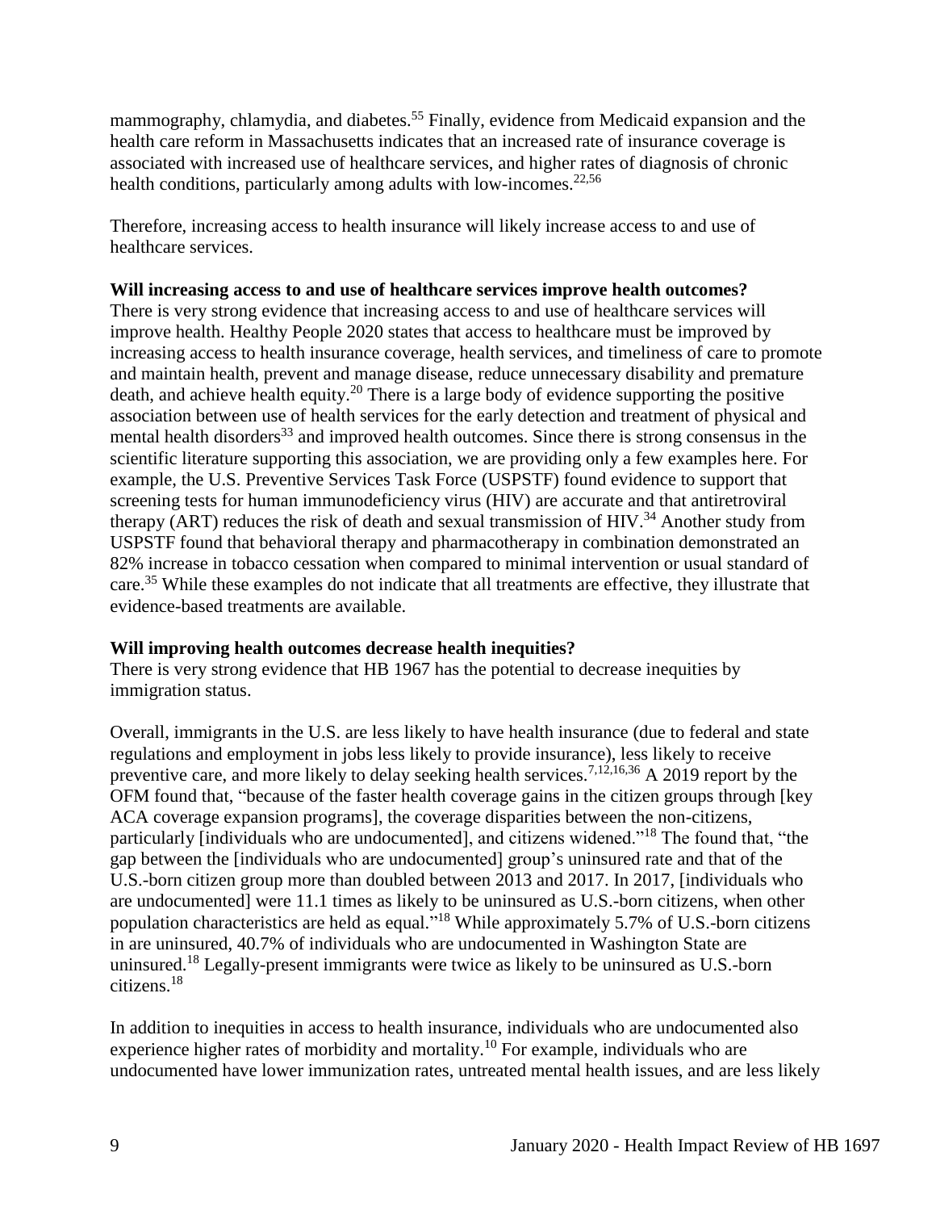mammography, chlamydia, and diabetes.[55] Finally, evidence from Medicaid expansion and the health care reform in Massachusetts indicates that an increased rate of insurance coverage is associated with increased use of healthcare services, and higher rates of diagnosis of chronic health conditions, particularly among adults with low-incomes.[22,56]

Therefore, increasing access to health insurance will likely increase access to and use of healthcare services.

**Will increasing access to and use of healthcare services improve health outcomes?**
There is very strong evidence that increasing access to and use of healthcare services will improve health. Healthy People 2020 states that access to healthcare must be improved by increasing access to health insurance coverage, health services, and timeliness of care to promote and maintain health, prevent and manage disease, reduce unnecessary disability and premature death, and achieve health equity.[20] There is a large body of evidence supporting the positive association between use of health services for the early detection and treatment of physical and mental health disorders[33] and improved health outcomes. Since there is strong consensus in the scientific literature supporting this association, we are providing only a few examples here. For example, the U.S. Preventive Services Task Force (USPSTF) found evidence to support that screening tests for human immunodeficiency virus (HIV) are accurate and that antiretroviral therapy (ART) reduces the risk of death and sexual transmission of HIV.[34] Another study from USPSTF found that behavioral therapy and pharmacotherapy in combination demonstrated an 82% increase in tobacco cessation when compared to minimal intervention or usual standard of care.[35] While these examples do not indicate that all treatments are effective, they illustrate that evidence-based treatments are available.

**Will improving health outcomes decrease health inequities?**
There is very strong evidence that HB 1967 has the potential to decrease inequities by immigration status.

Overall, immigrants in the U.S. are less likely to have health insurance (due to federal and state regulations and employment in jobs less likely to provide insurance), less likely to receive preventive care, and more likely to delay seeking health services.[7,12,16,36] A 2019 report by the OFM found that, "because of the faster health coverage gains in the citizen groups through [key ACA coverage expansion programs], the coverage disparities between the non-citizens, particularly [individuals who are undocumented], and citizens widened."[18] The found that, "the gap between the [individuals who are undocumented] group's uninsured rate and that of the U.S.-born citizen group more than doubled between 2013 and 2017. In 2017, [individuals who are undocumented] were 11.1 times as likely to be uninsured as U.S.-born citizens, when other population characteristics are held as equal."[18] While approximately 5.7% of U.S.-born citizens in are uninsured, 40.7% of individuals who are undocumented in Washington State are uninsured.[18] Legally-present immigrants were twice as likely to be uninsured as U.S.-born citizens.[18]

In addition to inequities in access to health insurance, individuals who are undocumented also experience higher rates of morbidity and mortality.[10] For example, individuals who are undocumented have lower immunization rates, untreated mental health issues, and are less likely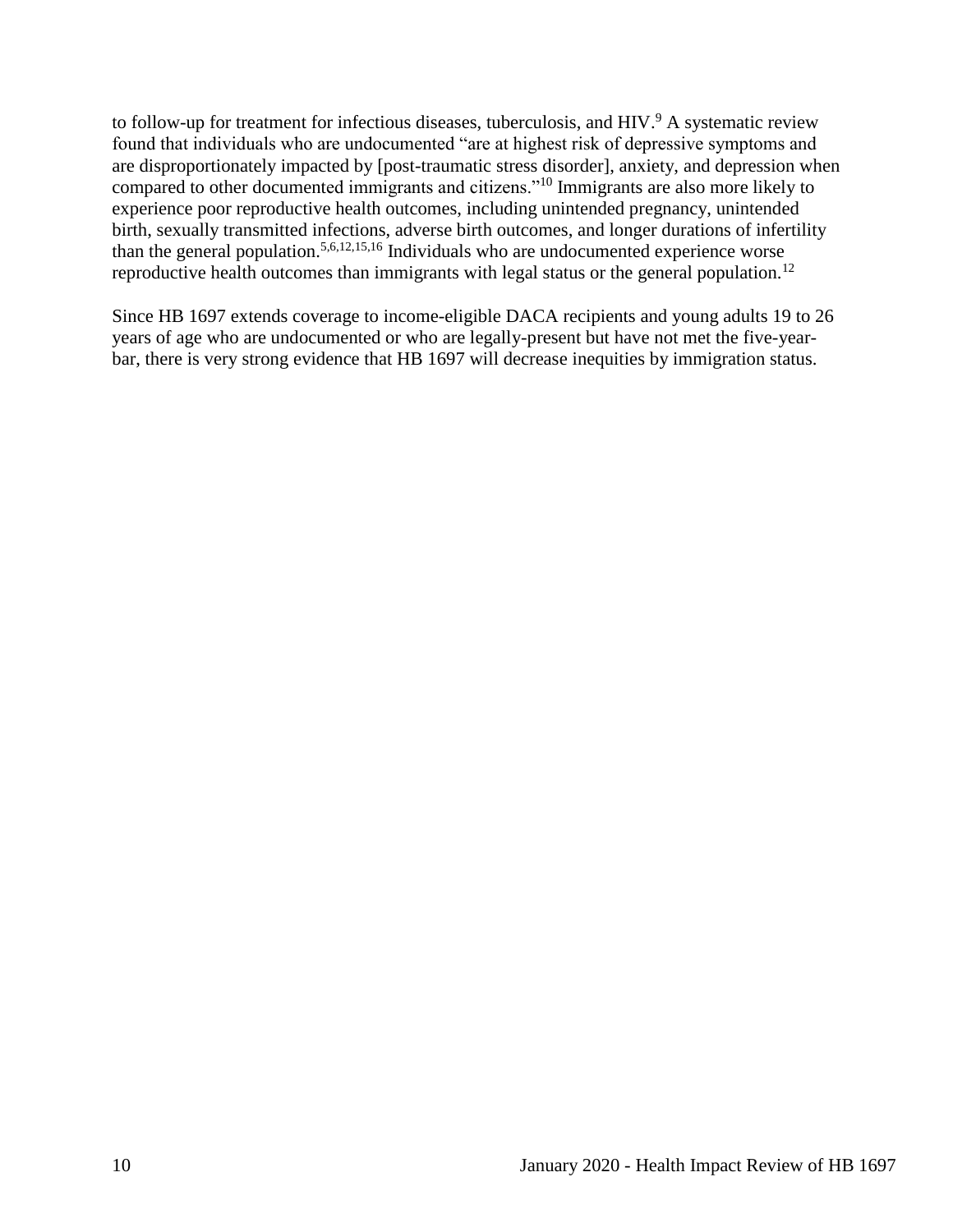to follow-up for treatment for infectious diseases, tuberculosis, and HIV.[9] A systematic review found that individuals who are undocumented "are at highest risk of depressive symptoms and are disproportionately impacted by [post-traumatic stress disorder], anxiety, and depression when compared to other documented immigrants and citizens."[10] Immigrants are also more likely to experience poor reproductive health outcomes, including unintended pregnancy, unintended birth, sexually transmitted infections, adverse birth outcomes, and longer durations of infertility than the general population.[5,6,12,15,16] Individuals who are undocumented experience worse reproductive health outcomes than immigrants with legal status or the general population.[12]

Since HB 1697 extends coverage to income-eligible DACA recipients and young adults 19 to 26 years of age who are undocumented or who are legally-present but have not met the five-year-bar, there is very strong evidence that HB 1697 will decrease inequities by immigration status.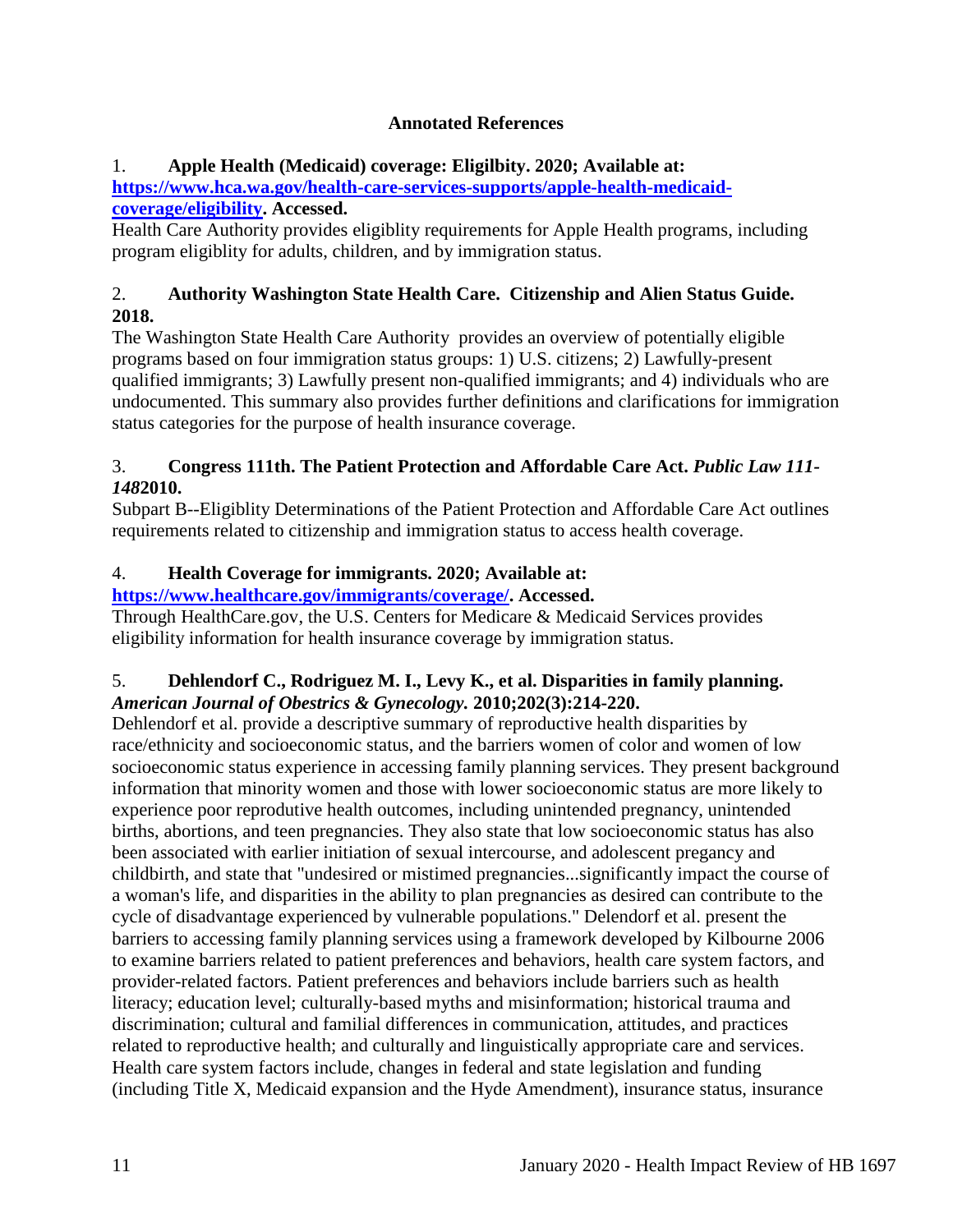**Annotated References**

1. **Apple Health (Medicaid) coverage: Eligilbity. 2020; Available at: [https://www.hca.wa.gov/health-care-services-supports/apple-health-medicaid-coverage/eligibility](https://www.hca.wa.gov/health-care-services-supports/apple-health-medicaid-coverage/eligibility). Accessed.**

Health Care Authority provides eligiblity requirements for Apple Health programs, including program eligiblity for adults, children, and by immigration status.

2. **Authority Washington State Health Care. Citizenship and Alien Status Guide. 2018.**

The Washington State Health Care Authority provides an overview of potentially eligible programs based on four immigration status groups: 1) U.S. citizens; 2) Lawfully-present qualified immigrants; 3) Lawfully present non-qualified immigrants; and 4) individuals who are undocumented. This summary also provides further definitions and clarifications for immigration status categories for the purpose of health insurance coverage.

3. **Congress 111th. The Patient Protection and Affordable Care Act. *Public Law 111-148*2010.**

Subpart B--Eligiblity Determinations of the Patient Protection and Affordable Care Act outlines requirements related to citizenship and immigration status to access health coverage.

4. **Health Coverage for immigrants. 2020; Available at: [https://www.healthcare.gov/immigrants/coverage/](https://www.healthcare.gov/immigrants/coverage/). Accessed.**

Through HealthCare.gov, the U.S. Centers for Medicare & Medicaid Services provides eligibility information for health insurance coverage by immigration status.

5. **Dehlendorf C., Rodriguez M. I., Levy K., et al. Disparities in family planning. *American Journal of Obestrics & Gynecology.* 2010;202(3):214-220.**

Dehlendorf et al. provide a descriptive summary of reproductive health disparities by race/ethnicity and socioeconomic status, and the barriers women of color and women of low socioeconomic status experience in accessing family planning services. They present background information that minority women and those with lower socioeconomic status are more likely to experience poor reproductive health outcomes, including unintended pregnancy, unintended births, abortions, and teen pregnancies. They also state that low socioeconomic status has also been associated with earlier initiation of sexual intercourse, and adolescent pregancy and childbirth, and state that "undesired or mistimed pregnancies...significantly impact the course of a woman's life, and disparities in the ability to plan pregnancies as desired can contribute to the cycle of disadvantage experienced by vulnerable populations." Delendorf et al. present the barriers to accessing family planning services using a framework developed by Kilbourne 2006 to examine barriers related to patient preferences and behaviors, health care system factors, and provider-related factors. Patient preferences and behaviors include barriers such as health literacy; education level; culturally-based myths and misinformation; historical trauma and discrimination; cultural and familial differences in communication, attitudes, and practices related to reproductive health; and culturally and linguistically appropriate care and services. Health care system factors include, changes in federal and state legislation and funding (including Title X, Medicaid expansion and the Hyde Amendment), insurance status, insurance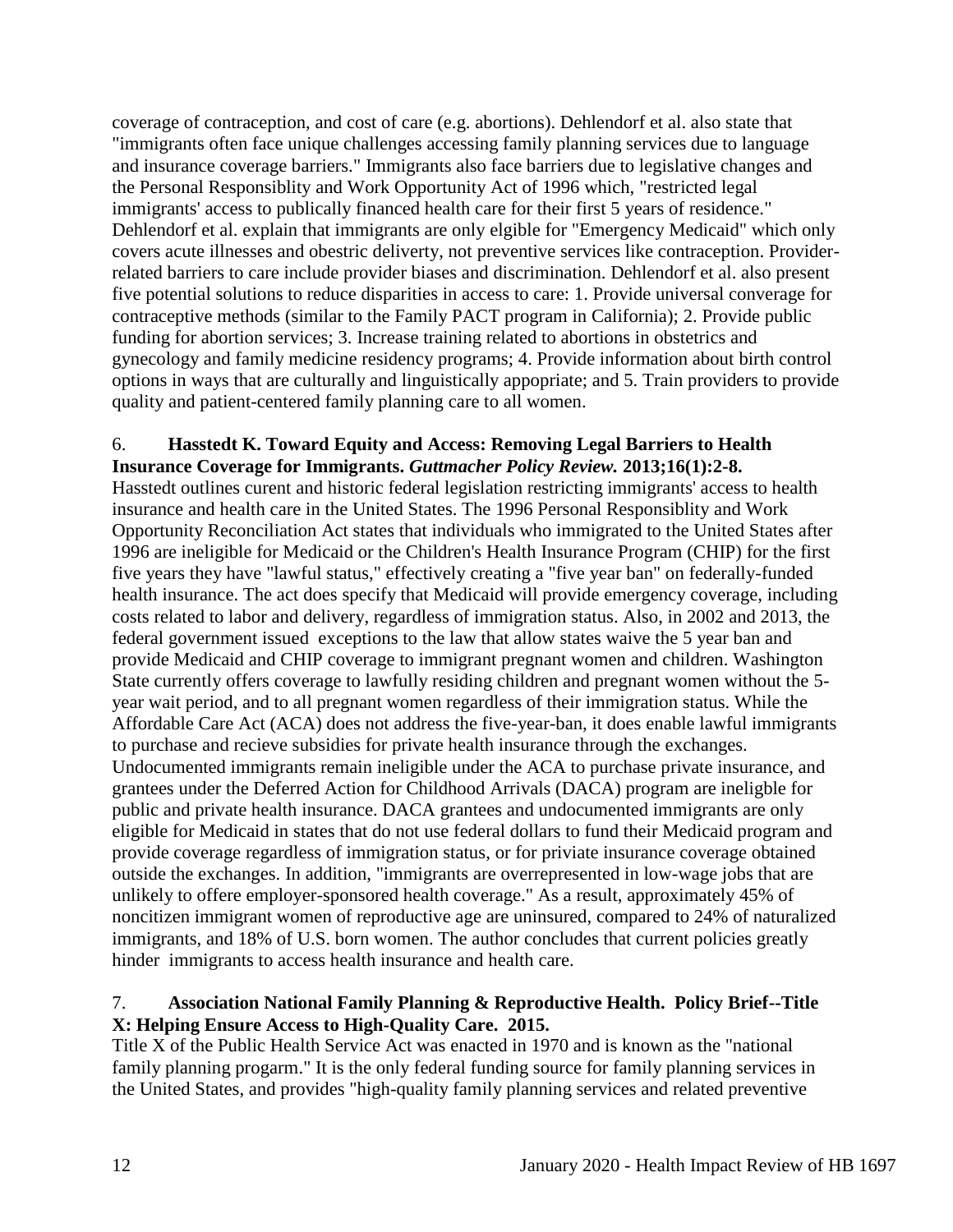coverage of contraception, and cost of care (e.g. abortions). Dehlendorf et al. also state that "immigrants often face unique challenges accessing family planning services due to language and insurance coverage barriers." Immigrants also face barriers due to legislative changes and the Personal Responsiblity and Work Opportunity Act of 1996 which, "restricted legal immigrants' access to publically financed health care for their first 5 years of residence." Dehlendorf et al. explain that immigrants are only elgible for "Emergency Medicaid" which only covers acute illnesses and obestric deliverty, not preventive services like contraception. Provider-related barriers to care include provider biases and discrimination. Dehlendorf et al. also present five potential solutions to reduce disparities in access to care: 1. Provide universal converage for contraceptive methods (similar to the Family PACT program in California); 2. Provide public funding for abortion services; 3. Increase training related to abortions in obstetrics and gynecology and family medicine residency programs; 4. Provide information about birth control options in ways that are culturally and linguistically appopriate; and 5. Train providers to provide quality and patient-centered family planning care to all women.

6. **Hasstedt K. Toward Equity and Access: Removing Legal Barriers to Health Insurance Coverage for Immigrants. *Guttmacher Policy Review.* 2013;16(1):2-8.**

Hasstedt outlines curent and historic federal legislation restricting immigrants' access to health insurance and health care in the United States. The 1996 Personal Responsiblity and Work Opportunity Reconciliation Act states that individuals who immigrated to the United States after 1996 are ineligible for Medicaid or the Children's Health Insurance Program (CHIP) for the first five years they have "lawful status," effectively creating a "five year ban" on federally-funded health insurance. The act does specify that Medicaid will provide emergency coverage, including costs related to labor and delivery, regardless of immigration status. Also, in 2002 and 2013, the federal government issued exceptions to the law that allow states waive the 5 year ban and provide Medicaid and CHIP coverage to immigrant pregnant women and children. Washington State currently offers coverage to lawfully residing children and pregnant women without the 5-year wait period, and to all pregnant women regardless of their immigration status. While the Affordable Care Act (ACA) does not address the five-year-ban, it does enable lawful immigrants to purchase and recieve subsidies for private health insurance through the exchanges. Undocumented immigrants remain ineligible under the ACA to purchase private insurance, and grantees under the Deferred Action for Childhood Arrivals (DACA) program are ineligble for public and private health insurance. DACA grantees and undocumented immigrants are only eligible for Medicaid in states that do not use federal dollars to fund their Medicaid program and provide coverage regardless of immigration status, or for priviate insurance coverage obtained outside the exchanges. In addition, "immigrants are overrepresented in low-wage jobs that are unlikely to offere employer-sponsored health coverage." As a result, approximately 45% of noncitizen immigrant women of reproductive age are uninsured, compared to 24% of naturalized immigrants, and 18% of U.S. born women. The author concludes that current policies greatly hinder immigrants to access health insurance and health care.

7. **Association National Family Planning & Reproductive Health. Policy Brief--Title X: Helping Ensure Access to High-Quality Care. 2015.**

Title X of the Public Health Service Act was enacted in 1970 and is known as the "national family planning progarm." It is the only federal funding source for family planning services in the United States, and provides "high-quality family planning services and related preventive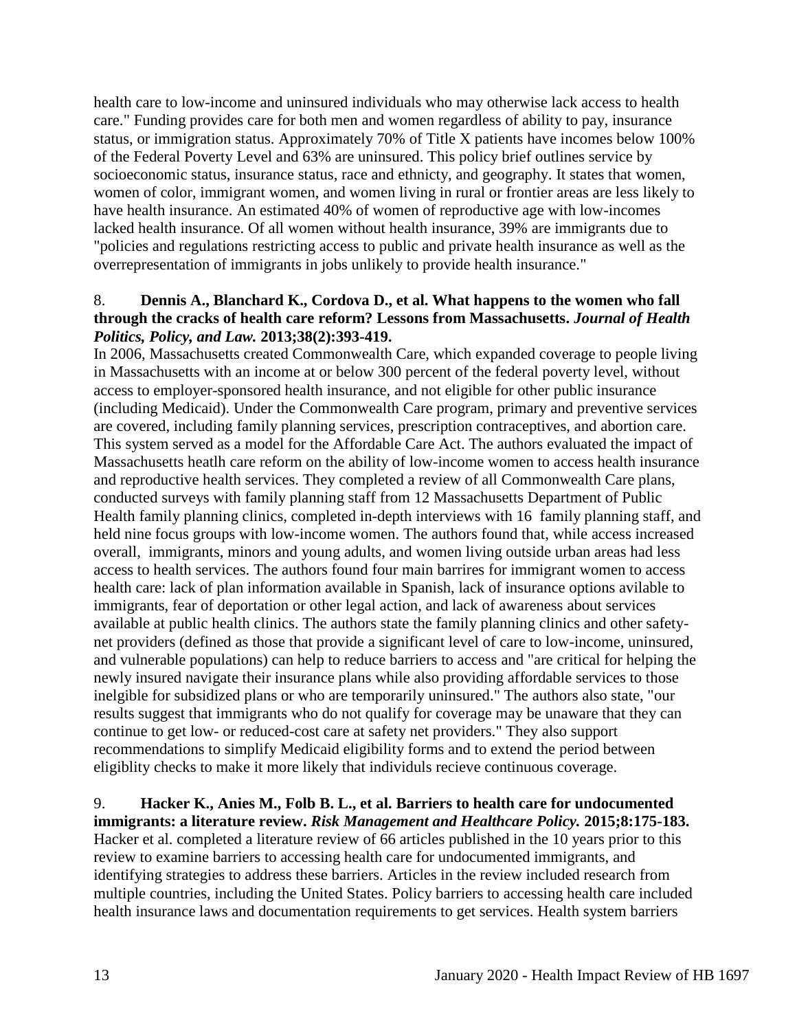health care to low-income and uninsured individuals who may otherwise lack access to health care." Funding provides care for both men and women regardless of ability to pay, insurance status, or immigration status. Approximately 70% of Title X patients have incomes below 100% of the Federal Poverty Level and 63% are uninsured. This policy brief outlines service by socioeconomic status, insurance status, race and ethnicty, and geography. It states that women, women of color, immigrant women, and women living in rural or frontier areas are less likely to have health insurance. An estimated 40% of women of reproductive age with low-incomes lacked health insurance. Of all women without health insurance, 39% are immigrants due to "policies and regulations restricting access to public and private health insurance as well as the overrepresentation of immigrants in jobs unlikely to provide health insurance."

8. **Dennis A., Blanchard K., Cordova D., et al. What happens to the women who fall through the cracks of health care reform? Lessons from Massachusetts. *Journal of Health Politics, Policy, and Law.* 2013;38(2):393-419.**

In 2006, Massachusetts created Commonwealth Care, which expanded coverage to people living in Massachusetts with an income at or below 300 percent of the federal poverty level, without access to employer-sponsored health insurance, and not eligible for other public insurance (including Medicaid). Under the Commonwealth Care program, primary and preventive services are covered, including family planning services, prescription contraceptives, and abortion care. This system served as a model for the Affordable Care Act. The authors evaluated the impact of Massachusetts heatlh care reform on the ability of low-income women to access health insurance and reproductive health services. They completed a review of all Commonwealth Care plans, conducted surveys with family planning staff from 12 Massachusetts Department of Public Health family planning clinics, completed in-depth interviews with 16 family planning staff, and held nine focus groups with low-income women. The authors found that, while access increased overall, immigrants, minors and young adults, and women living outside urban areas had less access to health services. The authors found four main barrires for immigrant women to access health care: lack of plan information available in Spanish, lack of insurance options avilable to immigrants, fear of deportation or other legal action, and lack of awareness about services available at public health clinics. The authors state the family planning clinics and other safety-net providers (defined as those that provide a significant level of care to low-income, uninsured, and vulnerable populations) can help to reduce barriers to access and "are critical for helping the newly insured navigate their insurance plans while also providing affordable services to those inelgible for subsidized plans or who are temporarily uninsured." The authors also state, "our results suggest that immigrants who do not qualify for coverage may be unaware that they can continue to get low- or reduced-cost care at safety net providers." They also support recommendations to simplify Medicaid eligibility forms and to extend the period between eligiblity checks to make it more likely that individuls recieve continuous coverage.

9. **Hacker K., Anies M., Folb B. L., et al. Barriers to health care for undocumented immigrants: a literature review. *Risk Management and Healthcare Policy.* 2015;8:175-183.**

Hacker et al. completed a literature review of 66 articles published in the 10 years prior to this review to examine barriers to accessing health care for undocumented immigrants, and identifying strategies to address these barriers. Articles in the review included research from multiple countries, including the United States. Policy barriers to accessing health care included health insurance laws and documentation requirements to get services. Health system barriers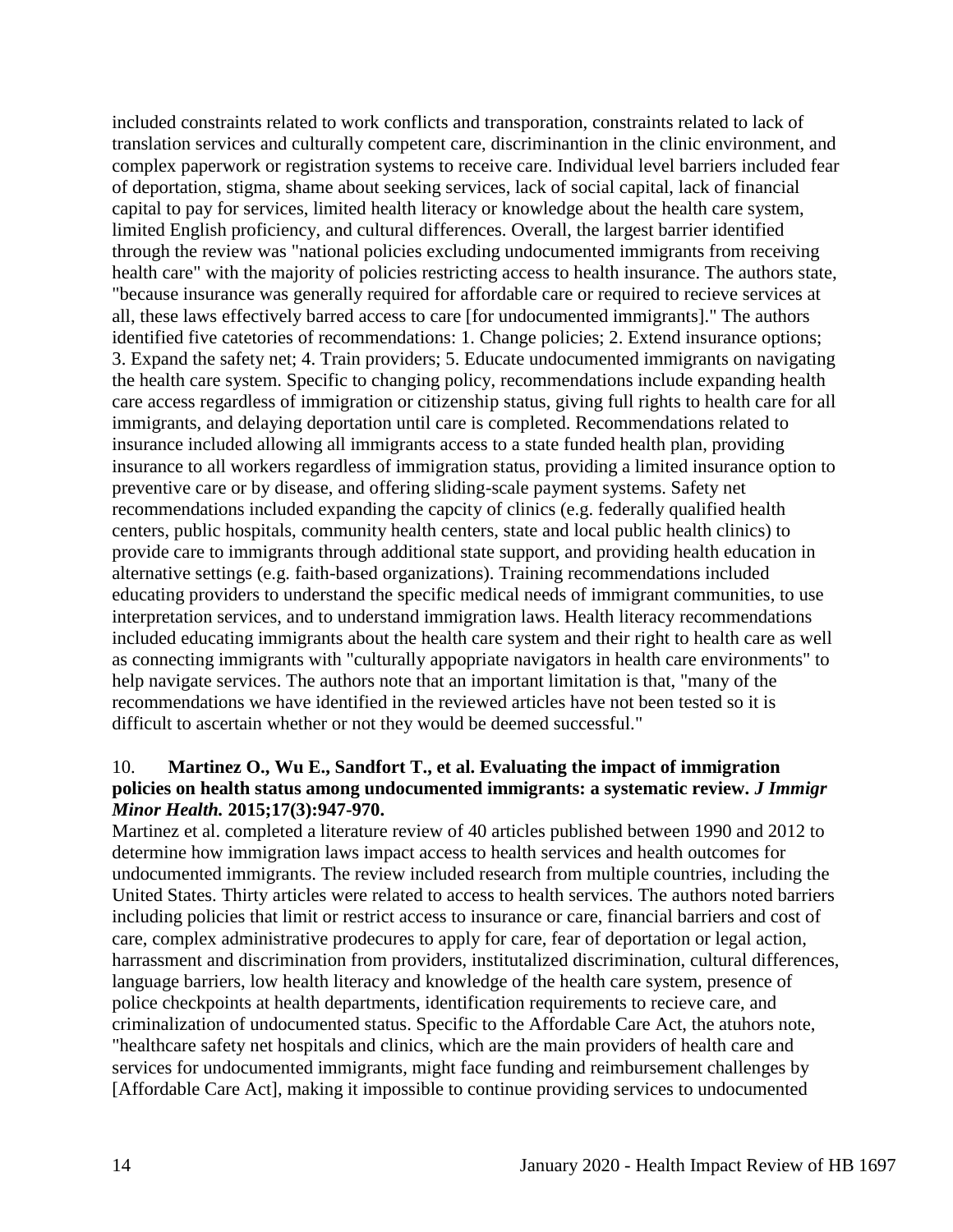included constraints related to work conflicts and transporation, constraints related to lack of translation services and culturally competent care, discriminantion in the clinic environment, and complex paperwork or registration systems to receive care. Individual level barriers included fear of deportation, stigma, shame about seeking services, lack of social capital, lack of financial capital to pay for services, limited health literacy or knowledge about the health care system, limited English proficiency, and cultural differences. Overall, the largest barrier identified through the review was "national policies excluding undocumented immigrants from receiving health care" with the majority of policies restricting access to health insurance. The authors state, "because insurance was generally required for affordable care or required to recieve services at all, these laws effectively barred access to care [for undocumented immigrants]." The authors identified five catetories of recommendations: 1. Change policies; 2. Extend insurance options; 3. Expand the safety net; 4. Train providers; 5. Educate undocumented immigrants on navigating the health care system. Specific to changing policy, recommendations include expanding health care access regardless of immigration or citizenship status, giving full rights to health care for all immigrants, and delaying deportation until care is completed. Recommendations related to insurance included allowing all immigrants access to a state funded health plan, providing insurance to all workers regardless of immigration status, providing a limited insurance option to preventive care or by disease, and offering sliding-scale payment systems. Safety net recommendations included expanding the capcity of clinics (e.g. federally qualified health centers, public hospitals, community health centers, state and local public health clinics) to provide care to immigrants through additional state support, and providing health education in alternative settings (e.g. faith-based organizations). Training recommendations included educating providers to understand the specific medical needs of immigrant communities, to use interpretation services, and to understand immigration laws. Health literacy recommendations included educating immigrants about the health care system and their right to health care as well as connecting immigrants with "culturally appopriate navigators in health care environments" to help navigate services. The authors note that an important limitation is that, "many of the recommendations we have identified in the reviewed articles have not been tested so it is difficult to ascertain whether or not they would be deemed successful."

10. **Martinez O., Wu E., Sandfort T., et al. Evaluating the impact of immigration policies on health status among undocumented immigrants: a systematic review. *J Immigr Minor Health.* 2015;17(3):947-970.**

Martinez et al. completed a literature review of 40 articles published between 1990 and 2012 to determine how immigration laws impact access to health services and health outcomes for undocumented immigrants. The review included research from multiple countries, including the United States. Thirty articles were related to access to health services. The authors noted barriers including policies that limit or restrict access to insurance or care, financial barriers and cost of care, complex administrative prodecures to apply for care, fear of deportation or legal action, harrassment and discrimination from providers, institutalized discrimination, cultural differences, language barriers, low health literacy and knowledge of the health care system, presence of police checkpoints at health departments, identification requirements to recieve care, and criminalization of undocumented status. Specific to the Affordable Care Act, the atuhors note, "healthcare safety net hospitals and clinics, which are the main providers of health care and services for undocumented immigrants, might face funding and reimbursement challenges by [Affordable Care Act], making it impossible to continue providing services to undocumented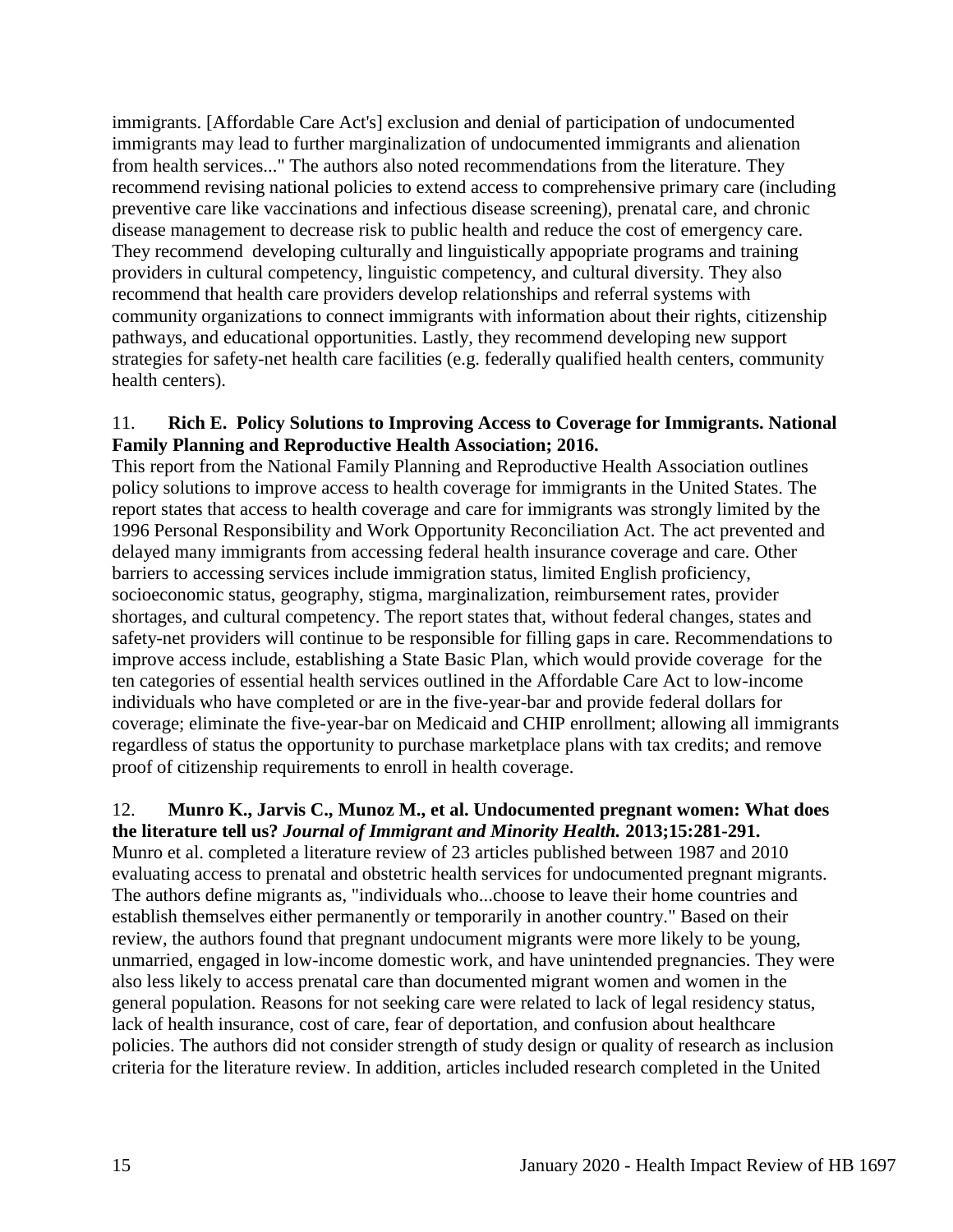immigrants. [Affordable Care Act's] exclusion and denial of participation of undocumented immigrants may lead to further marginalization of undocumented immigrants and alienation from health services..." The authors also noted recommendations from the literature. They recommend revising national policies to extend access to comprehensive primary care (including preventive care like vaccinations and infectious disease screening), prenatal care, and chronic disease management to decrease risk to public health and reduce the cost of emergency care. They recommend developing culturally and linguistically appopriate programs and training providers in cultural competency, linguistic competency, and cultural diversity. They also recommend that health care providers develop relationships and referral systems with community organizations to connect immigrants with information about their rights, citizenship pathways, and educational opportunities. Lastly, they recommend developing new support strategies for safety-net health care facilities (e.g. federally qualified health centers, community health centers).

11. **Rich E. Policy Solutions to Improving Access to Coverage for Immigrants. National Family Planning and Reproductive Health Association; 2016.**
This report from the National Family Planning and Reproductive Health Association outlines policy solutions to improve access to health coverage for immigrants in the United States. The report states that access to health coverage and care for immigrants was strongly limited by the 1996 Personal Responsibility and Work Opportunity Reconciliation Act. The act prevented and delayed many immigrants from accessing federal health insurance coverage and care. Other barriers to accessing services include immigration status, limited English proficiency, socioeconomic status, geography, stigma, marginalization, reimbursement rates, provider shortages, and cultural competency. The report states that, without federal changes, states and safety-net providers will continue to be responsible for filling gaps in care. Recommendations to improve access include, establishing a State Basic Plan, which would provide coverage for the ten categories of essential health services outlined in the Affordable Care Act to low-income individuals who have completed or are in the five-year-bar and provide federal dollars for coverage; eliminate the five-year-bar on Medicaid and CHIP enrollment; allowing all immigrants regardless of status the opportunity to purchase marketplace plans with tax credits; and remove proof of citizenship requirements to enroll in health coverage.

12. **Munro K., Jarvis C., Munoz M., et al. Undocumented pregnant women: What does the literature tell us? *Journal of Immigrant and Minority Health.* 2013;15:281-291.**
Munro et al. completed a literature review of 23 articles published between 1987 and 2010 evaluating access to prenatal and obstetric health services for undocumented pregnant migrants. The authors define migrants as, "individuals who...choose to leave their home countries and establish themselves either permanently or temporarily in another country." Based on their review, the authors found that pregnant undocument migrants were more likely to be young, unmarried, engaged in low-income domestic work, and have unintended pregnancies. They were also less likely to access prenatal care than documented migrant women and women in the general population. Reasons for not seeking care were related to lack of legal residency status, lack of health insurance, cost of care, fear of deportation, and confusion about healthcare policies. The authors did not consider strength of study design or quality of research as inclusion criteria for the literature review. In addition, articles included research completed in the United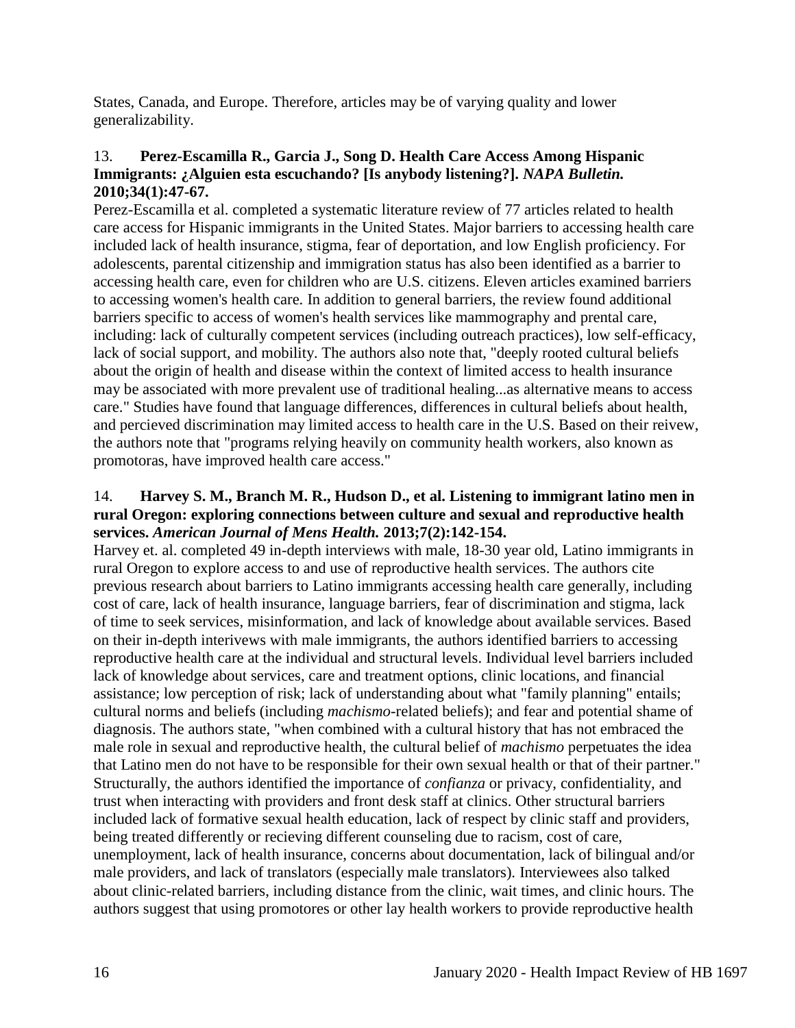States, Canada, and Europe. Therefore, articles may be of varying quality and lower generalizability.

13. **Perez-Escamilla R., Garcia J., Song D. Health Care Access Among Hispanic Immigrants: ¿Alguien esta escuchando? [Is anybody listening?].** ***NAPA Bulletin.*** **2010;34(1):47-67.**

Perez-Escamilla et al. completed a systematic literature review of 77 articles related to health care access for Hispanic immigrants in the United States. Major barriers to accessing health care included lack of health insurance, stigma, fear of deportation, and low English proficiency. For adolescents, parental citizenship and immigration status has also been identified as a barrier to accessing health care, even for children who are U.S. citizens. Eleven articles examined barriers to accessing women's health care. In addition to general barriers, the review found additional barriers specific to access of women's health services like mammography and prental care, including: lack of culturally competent services (including outreach practices), low self-efficacy, lack of social support, and mobility. The authors also note that, "deeply rooted cultural beliefs about the origin of health and disease within the context of limited access to health insurance may be associated with more prevalent use of traditional healing...as alternative means to access care." Studies have found that language differences, differences in cultural beliefs about health, and percieved discrimination may limited access to health care in the U.S. Based on their reivew, the authors note that "programs relying heavily on community health workers, also known as promotoras, have improved health care access."

14. **Harvey S. M., Branch M. R., Hudson D., et al. Listening to immigrant latino men in rural Oregon: exploring connections between culture and sexual and reproductive health services.** ***American Journal of Mens Health.*** **2013;7(2):142-154.**

Harvey et. al. completed 49 in-depth interviews with male, 18-30 year old, Latino immigrants in rural Oregon to explore access to and use of reproductive health services. The authors cite previous research about barriers to Latino immigrants accessing health care generally, including cost of care, lack of health insurance, language barriers, fear of discrimination and stigma, lack of time to seek services, misinformation, and lack of knowledge about available services. Based on their in-depth interivews with male immigrants, the authors identified barriers to accessing reproductive health care at the individual and structural levels. Individual level barriers included lack of knowledge about services, care and treatment options, clinic locations, and financial assistance; low perception of risk; lack of understanding about what "family planning" entails; cultural norms and beliefs (including *machismo*-related beliefs); and fear and potential shame of diagnosis. The authors state, "when combined with a cultural history that has not embraced the male role in sexual and reproductive health, the cultural belief of *machismo* perpetuates the idea that Latino men do not have to be responsible for their own sexual health or that of their partner." Structurally, the authors identified the importance of *confianza* or privacy, confidentiality, and trust when interacting with providers and front desk staff at clinics. Other structural barriers included lack of formative sexual health education, lack of respect by clinic staff and providers, being treated differently or recieving different counseling due to racism, cost of care, unemployment, lack of health insurance, concerns about documentation, lack of bilingual and/or male providers, and lack of translators (especially male translators). Interviewees also talked about clinic-related barriers, including distance from the clinic, wait times, and clinic hours. The authors suggest that using promotores or other lay health workers to provide reproductive health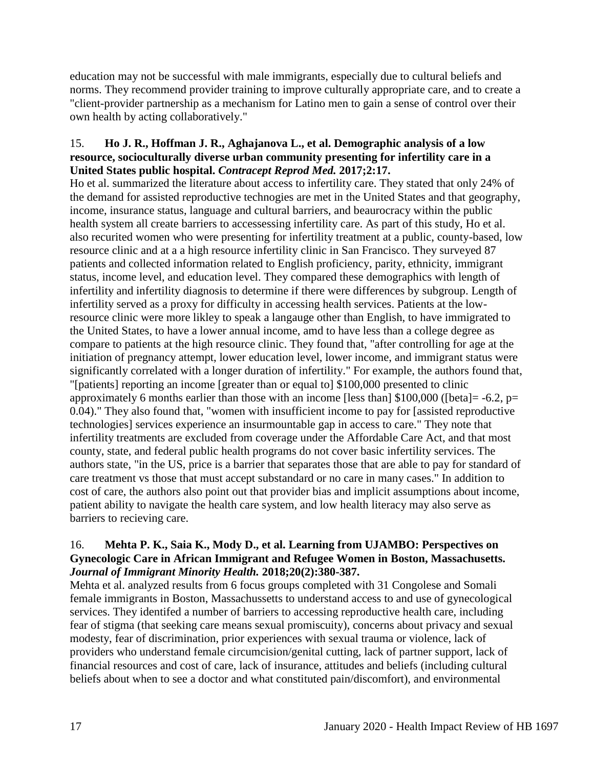education may not be successful with male immigrants, especially due to cultural beliefs and norms. They recommend provider training to improve culturally appropriate care, and to create a "client-provider partnership as a mechanism for Latino men to gain a sense of control over their own health by acting collaboratively."

15. **Ho J. R., Hoffman J. R., Aghajanova L., et al. Demographic analysis of a low resource, socioculturally diverse urban community presenting for infertility care in a United States public hospital. *Contracept Reprod Med.* 2017;2:17.**

Ho et al. summarized the literature about access to infertility care. They stated that only 24% of the demand for assisted reproductive technogies are met in the United States and that geography, income, insurance status, language and cultural barriers, and beaurocracy within the public health system all create barriers to accessessing infertility care. As part of this study, Ho et al. also recurited women who were presenting for infertility treatment at a public, county-based, low resource clinic and at a a high resource infertility clinic in San Francisco. They surveyed 87 patients and collected information related to English proficiency, parity, ethnicity, immigrant status, income level, and education level. They compared these demographics with length of infertility and infertility diagnosis to determine if there were differences by subgroup. Length of infertility served as a proxy for difficulty in accessing health services. Patients at the low-resource clinic were more likley to speak a langauge other than English, to have immigrated to the United States, to have a lower annual income, amd to have less than a college degree as compare to patients at the high resource clinic. They found that, "after controlling for age at the initiation of pregnancy attempt, lower education level, lower income, and immigrant status were significantly correlated with a longer duration of infertility." For example, the authors found that, "[patients] reporting an income [greater than or equal to] $100,000 presented to clinic approximately 6 months earlier than those with an income [less than] $100,000 ([beta]= -6.2, p= 0.04)." They also found that, "women with insufficient income to pay for [assisted reproductive technologies] services experience an insurmountable gap in access to care." They note that infertility treatments are excluded from coverage under the Affordable Care Act, and that most county, state, and federal public health programs do not cover basic infertility services. The authors state, "in the US, price is a barrier that separates those that are able to pay for standard of care treatment vs those that must accept substandard or no care in many cases." In addition to cost of care, the authors also point out that provider bias and implicit assumptions about income, patient ability to navigate the health care system, and low health literacy may also serve as barriers to recieving care.

16. **Mehta P. K., Saia K., Mody D., et al. Learning from UJAMBO: Perspectives on Gynecologic Care in African Immigrant and Refugee Women in Boston, Massachusetts. *Journal of Immigrant Minority Health.* 2018;20(2):380-387.**

Mehta et al. analyzed results from 6 focus groups completed with 31 Congolese and Somali female immigrants in Boston, Massachussetts to understand access to and use of gynecological services. They identifed a number of barriers to accessing reproductive health care, including fear of stigma (that seeking care means sexual promiscuity), concerns about privacy and sexual modesty, fear of discrimination, prior experiences with sexual trauma or violence, lack of providers who understand female circumcision/genital cutting, lack of partner support, lack of financial resources and cost of care, lack of insurance, attitudes and beliefs (including cultural beliefs about when to see a doctor and what constituted pain/discomfort), and environmental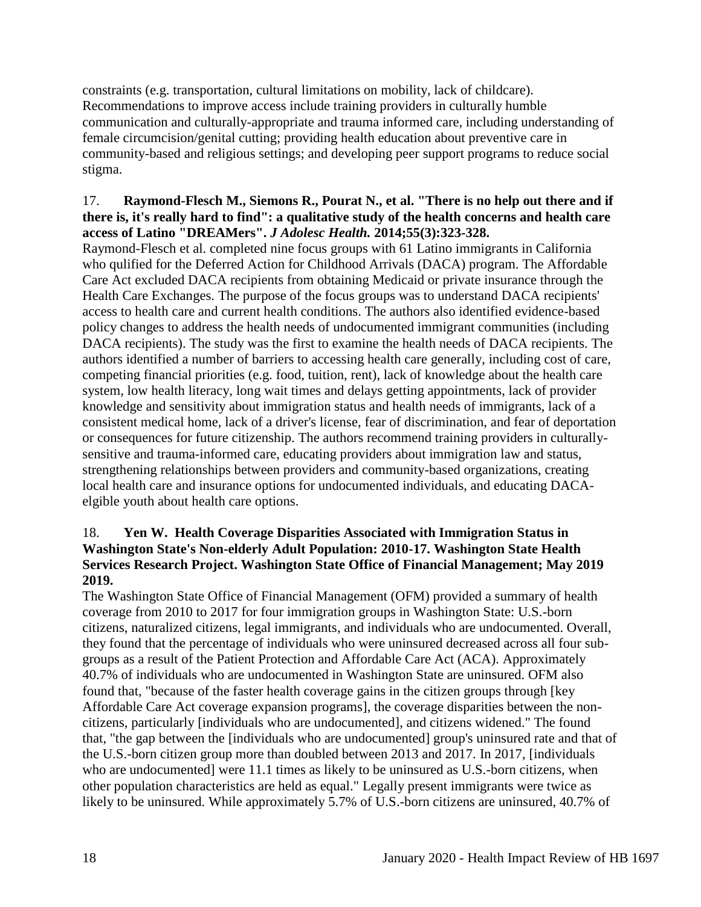constraints (e.g. transportation, cultural limitations on mobility, lack of childcare). Recommendations to improve access include training providers in culturally humble communication and culturally-appropriate and trauma informed care, including understanding of female circumcision/genital cutting; providing health education about preventive care in community-based and religious settings; and developing peer support programs to reduce social stigma.

17. **Raymond-Flesch M., Siemons R., Pourat N., et al. "There is no help out there and if there is, it's really hard to find": a qualitative study of the health concerns and health care access of Latino "DREAMers".** ***J Adolesc Health.*** **2014;55(3):323-328.**

Raymond-Flesch et al. completed nine focus groups with 61 Latino immigrants in California who qulified for the Deferred Action for Childhood Arrivals (DACA) program. The Affordable Care Act excluded DACA recipients from obtaining Medicaid or private insurance through the Health Care Exchanges. The purpose of the focus groups was to understand DACA recipients' access to health care and current health conditions. The authors also identified evidence-based policy changes to address the health needs of undocumented immigrant communities (including DACA recipients). The study was the first to examine the health needs of DACA recipients. The authors identified a number of barriers to accessing health care generally, including cost of care, competing financial priorities (e.g. food, tuition, rent), lack of knowledge about the health care system, low health literacy, long wait times and delays getting appointments, lack of provider knowledge and sensitivity about immigration status and health needs of immigrants, lack of a consistent medical home, lack of a driver's license, fear of discrimination, and fear of deportation or consequences for future citizenship. The authors recommend training providers in culturally-sensitive and trauma-informed care, educating providers about immigration law and status, strengthening relationships between providers and community-based organizations, creating local health care and insurance options for undocumented individuals, and educating DACA-elgible youth about health care options.

18. **Yen W. Health Coverage Disparities Associated with Immigration Status in Washington State's Non-elderly Adult Population: 2010-17. Washington State Health Services Research Project. Washington State Office of Financial Management; May 2019 2019.**

The Washington State Office of Financial Management (OFM) provided a summary of health coverage from 2010 to 2017 for four immigration groups in Washington State: U.S.-born citizens, naturalized citizens, legal immigrants, and individuals who are undocumented. Overall, they found that the percentage of individuals who were uninsured decreased across all four sub-groups as a result of the Patient Protection and Affordable Care Act (ACA). Approximately 40.7% of individuals who are undocumented in Washington State are uninsured. OFM also found that, "because of the faster health coverage gains in the citizen groups through [key Affordable Care Act coverage expansion programs], the coverage disparities between the non-citizens, particularly [individuals who are undocumented], and citizens widened." The found that, "the gap between the [individuals who are undocumented] group's uninsured rate and that of the U.S.-born citizen group more than doubled between 2013 and 2017. In 2017, [individuals who are undocumented] were 11.1 times as likely to be uninsured as U.S.-born citizens, when other population characteristics are held as equal." Legally present immigrants were twice as likely to be uninsured. While approximately 5.7% of U.S.-born citizens are uninsured, 40.7% of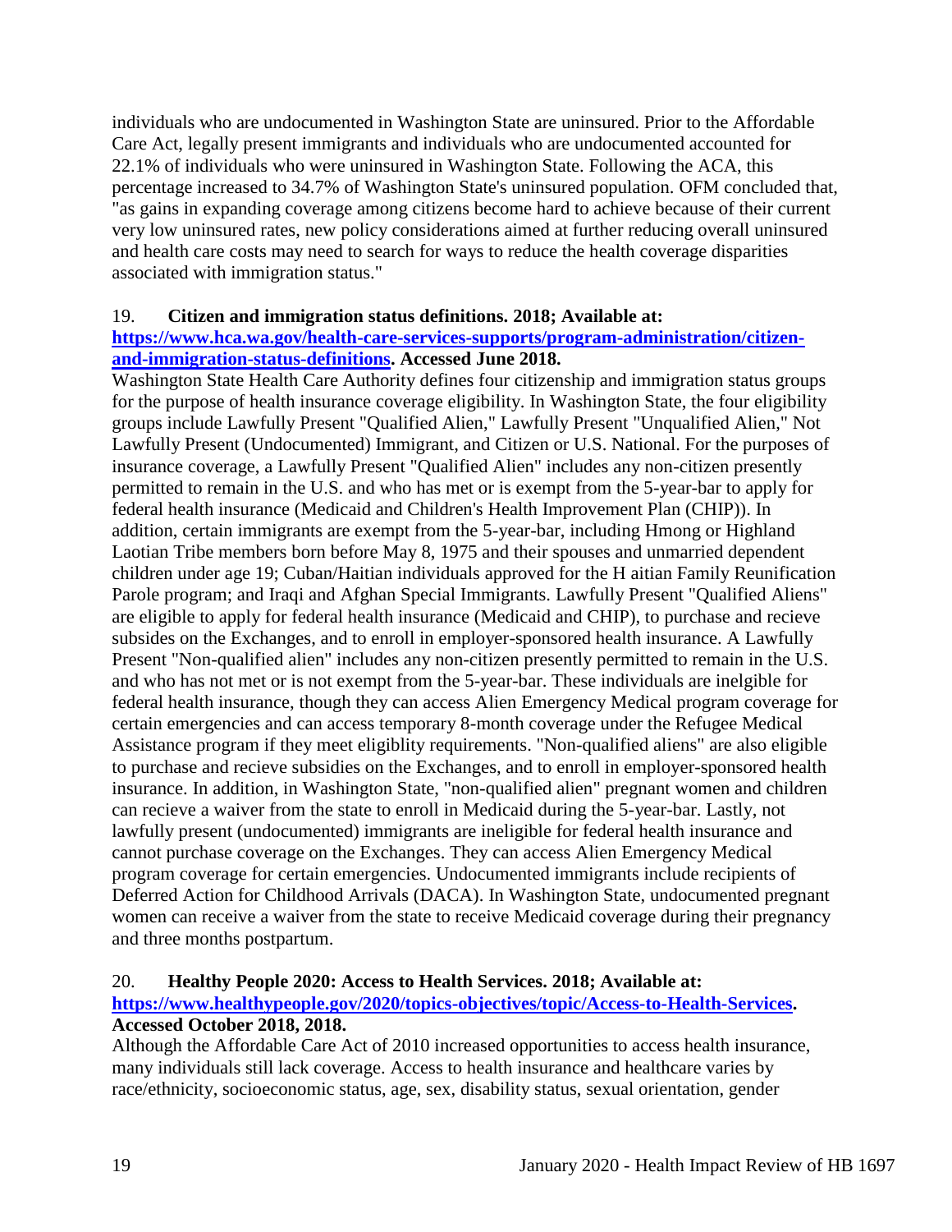individuals who are undocumented in Washington State are uninsured. Prior to the Affordable Care Act, legally present immigrants and individuals who are undocumented accounted for 22.1% of individuals who were uninsured in Washington State. Following the ACA, this percentage increased to 34.7% of Washington State's uninsured population. OFM concluded that, "as gains in expanding coverage among citizens become hard to achieve because of their current very low uninsured rates, new policy considerations aimed at further reducing overall uninsured and health care costs may need to search for ways to reduce the health coverage disparities associated with immigration status."

19. **Citizen and immigration status definitions. 2018; Available at: [https://www.hca.wa.gov/health-care-services-supports/program-administration/citizen-and-immigration-status-definitions](https://www.hca.wa.gov/health-care-services-supports/program-administration/citizen-and-immigration-status-definitions). Accessed June 2018.**

Washington State Health Care Authority defines four citizenship and immigration status groups for the purpose of health insurance coverage eligibility. In Washington State, the four eligibility groups include Lawfully Present "Qualified Alien," Lawfully Present "Unqualified Alien," Not Lawfully Present (Undocumented) Immigrant, and Citizen or U.S. National. For the purposes of insurance coverage, a Lawfully Present "Qualified Alien" includes any non-citizen presently permitted to remain in the U.S. and who has met or is exempt from the 5-year-bar to apply for federal health insurance (Medicaid and Children's Health Improvement Plan (CHIP)). In addition, certain immigrants are exempt from the 5-year-bar, including Hmong or Highland Laotian Tribe members born before May 8, 1975 and their spouses and unmarried dependent children under age 19; Cuban/Haitian individuals approved for the H aitian Family Reunification Parole program; and Iraqi and Afghan Special Immigrants. Lawfully Present "Qualified Aliens" are eligible to apply for federal health insurance (Medicaid and CHIP), to purchase and recieve subsides on the Exchanges, and to enroll in employer-sponsored health insurance. A Lawfully Present "Non-qualified alien" includes any non-citizen presently permitted to remain in the U.S. and who has not met or is not exempt from the 5-year-bar. These individuals are inelgible for federal health insurance, though they can access Alien Emergency Medical program coverage for certain emergencies and can access temporary 8-month coverage under the Refugee Medical Assistance program if they meet eligiblity requirements. "Non-qualified aliens" are also eligible to purchase and recieve subsidies on the Exchanges, and to enroll in employer-sponsored health insurance. In addition, in Washington State, "non-qualified alien" pregnant women and children can recieve a waiver from the state to enroll in Medicaid during the 5-year-bar. Lastly, not lawfully present (undocumented) immigrants are ineligible for federal health insurance and cannot purchase coverage on the Exchanges. They can access Alien Emergency Medical program coverage for certain emergencies. Undocumented immigrants include recipients of Deferred Action for Childhood Arrivals (DACA). In Washington State, undocumented pregnant women can receive a waiver from the state to receive Medicaid coverage during their pregnancy and three months postpartum.

20. **Healthy People 2020: Access to Health Services. 2018; Available at: [https://www.healthypeople.gov/2020/topics-objectives/topic/Access-to-Health-Services](https://www.healthypeople.gov/2020/topics-objectives/topic/Access-to-Health-Services). Accessed October 2018, 2018.**

Although the Affordable Care Act of 2010 increased opportunities to access health insurance, many individuals still lack coverage. Access to health insurance and healthcare varies by race/ethnicity, socioeconomic status, age, sex, disability status, sexual orientation, gender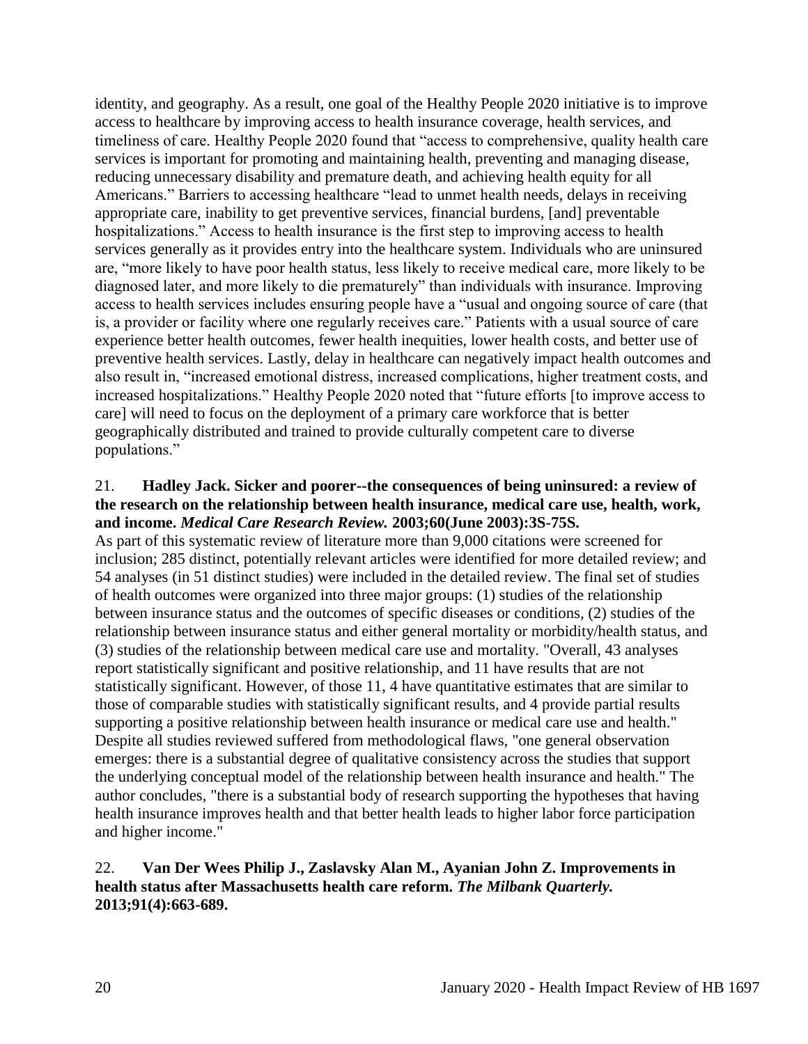identity, and geography. As a result, one goal of the Healthy People 2020 initiative is to improve access to healthcare by improving access to health insurance coverage, health services, and timeliness of care. Healthy People 2020 found that "access to comprehensive, quality health care services is important for promoting and maintaining health, preventing and managing disease, reducing unnecessary disability and premature death, and achieving health equity for all Americans." Barriers to accessing healthcare "lead to unmet health needs, delays in receiving appropriate care, inability to get preventive services, financial burdens, [and] preventable hospitalizations." Access to health insurance is the first step to improving access to health services generally as it provides entry into the healthcare system. Individuals who are uninsured are, "more likely to have poor health status, less likely to receive medical care, more likely to be diagnosed later, and more likely to die prematurely" than individuals with insurance. Improving access to health services includes ensuring people have a "usual and ongoing source of care (that is, a provider or facility where one regularly receives care." Patients with a usual source of care experience better health outcomes, fewer health inequities, lower health costs, and better use of preventive health services. Lastly, delay in healthcare can negatively impact health outcomes and also result in, "increased emotional distress, increased complications, higher treatment costs, and increased hospitalizations." Healthy People 2020 noted that "future efforts [to improve access to care] will need to focus on the deployment of a primary care workforce that is better geographically distributed and trained to provide culturally competent care to diverse populations."

21. **Hadley Jack. Sicker and poorer--the consequences of being uninsured: a review of the research on the relationship between health insurance, medical care use, health, work, and income. *Medical Care Research Review.* 2003;60(June 2003):3S-75S.**

As part of this systematic review of literature more than 9,000 citations were screened for inclusion; 285 distinct, potentially relevant articles were identified for more detailed review; and 54 analyses (in 51 distinct studies) were included in the detailed review. The final set of studies of health outcomes were organized into three major groups: (1) studies of the relationship between insurance status and the outcomes of specific diseases or conditions, (2) studies of the relationship between insurance status and either general mortality or morbidity/health status, and (3) studies of the relationship between medical care use and mortality. "Overall, 43 analyses report statistically significant and positive relationship, and 11 have results that are not statistically significant. However, of those 11, 4 have quantitative estimates that are similar to those of comparable studies with statistically significant results, and 4 provide partial results supporting a positive relationship between health insurance or medical care use and health." Despite all studies reviewed suffered from methodological flaws, "one general observation emerges: there is a substantial degree of qualitative consistency across the studies that support the underlying conceptual model of the relationship between health insurance and health." The author concludes, "there is a substantial body of research supporting the hypotheses that having health insurance improves health and that better health leads to higher labor force participation and higher income."

22. **Van Der Wees Philip J., Zaslavsky Alan M., Ayanian John Z. Improvements in health status after Massachusetts health care reform. *The Milbank Quarterly.* 2013;91(4):663-689.**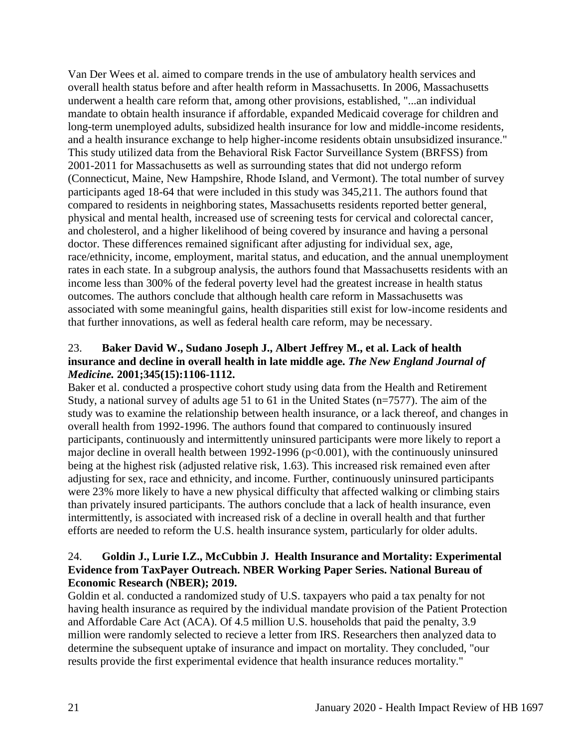Van Der Wees et al. aimed to compare trends in the use of ambulatory health services and overall health status before and after health reform in Massachusetts. In 2006, Massachusetts underwent a health care reform that, among other provisions, established, "...an individual mandate to obtain health insurance if affordable, expanded Medicaid coverage for children and long-term unemployed adults, subsidized health insurance for low and middle-income residents, and a health insurance exchange to help higher-income residents obtain unsubsidized insurance." This study utilized data from the Behavioral Risk Factor Surveillance System (BRFSS) from 2001-2011 for Massachusetts as well as surrounding states that did not undergo reform (Connecticut, Maine, New Hampshire, Rhode Island, and Vermont). The total number of survey participants aged 18-64 that were included in this study was 345,211. The authors found that compared to residents in neighboring states, Massachusetts residents reported better general, physical and mental health, increased use of screening tests for cervical and colorectal cancer, and cholesterol, and a higher likelihood of being covered by insurance and having a personal doctor. These differences remained significant after adjusting for individual sex, age, race/ethnicity, income, employment, marital status, and education, and the annual unemployment rates in each state. In a subgroup analysis, the authors found that Massachusetts residents with an income less than 300% of the federal poverty level had the greatest increase in health status outcomes. The authors conclude that although health care reform in Massachusetts was associated with some meaningful gains, health disparities still exist for low-income residents and that further innovations, as well as federal health care reform, may be necessary.

23. **Baker David W., Sudano Joseph J., Albert Jeffrey M., et al. Lack of health insurance and decline in overall health in late middle age. *The New England Journal of Medicine.* 2001;345(15):1106-1112.**

Baker et al. conducted a prospective cohort study using data from the Health and Retirement Study, a national survey of adults age 51 to 61 in the United States (n=7577). The aim of the study was to examine the relationship between health insurance, or a lack thereof, and changes in overall health from 1992-1996. The authors found that compared to continuously insured participants, continuously and intermittently uninsured participants were more likely to report a major decline in overall health between 1992-1996 ($p<0.001$), with the continuously uninsured being at the highest risk (adjusted relative risk, 1.63). This increased risk remained even after adjusting for sex, race and ethnicity, and income. Further, continuously uninsured participants were 23% more likely to have a new physical difficulty that affected walking or climbing stairs than privately insured participants. The authors conclude that a lack of health insurance, even intermittently, is associated with increased risk of a decline in overall health and that further efforts are needed to reform the U.S. health insurance system, particularly for older adults.

24. **Goldin J., Lurie I.Z., McCubbin J. Health Insurance and Mortality: Experimental Evidence from TaxPayer Outreach. NBER Working Paper Series. National Bureau of Economic Research (NBER); 2019.**

Goldin et al. conducted a randomized study of U.S. taxpayers who paid a tax penalty for not having health insurance as required by the individual mandate provision of the Patient Protection and Affordable Care Act (ACA). Of 4.5 million U.S. households that paid the penalty, 3.9 million were randomly selected to recieve a letter from IRS. Researchers then analyzed data to determine the subsequent uptake of insurance and impact on mortality. They concluded, "our results provide the first experimental evidence that health insurance reduces mortality."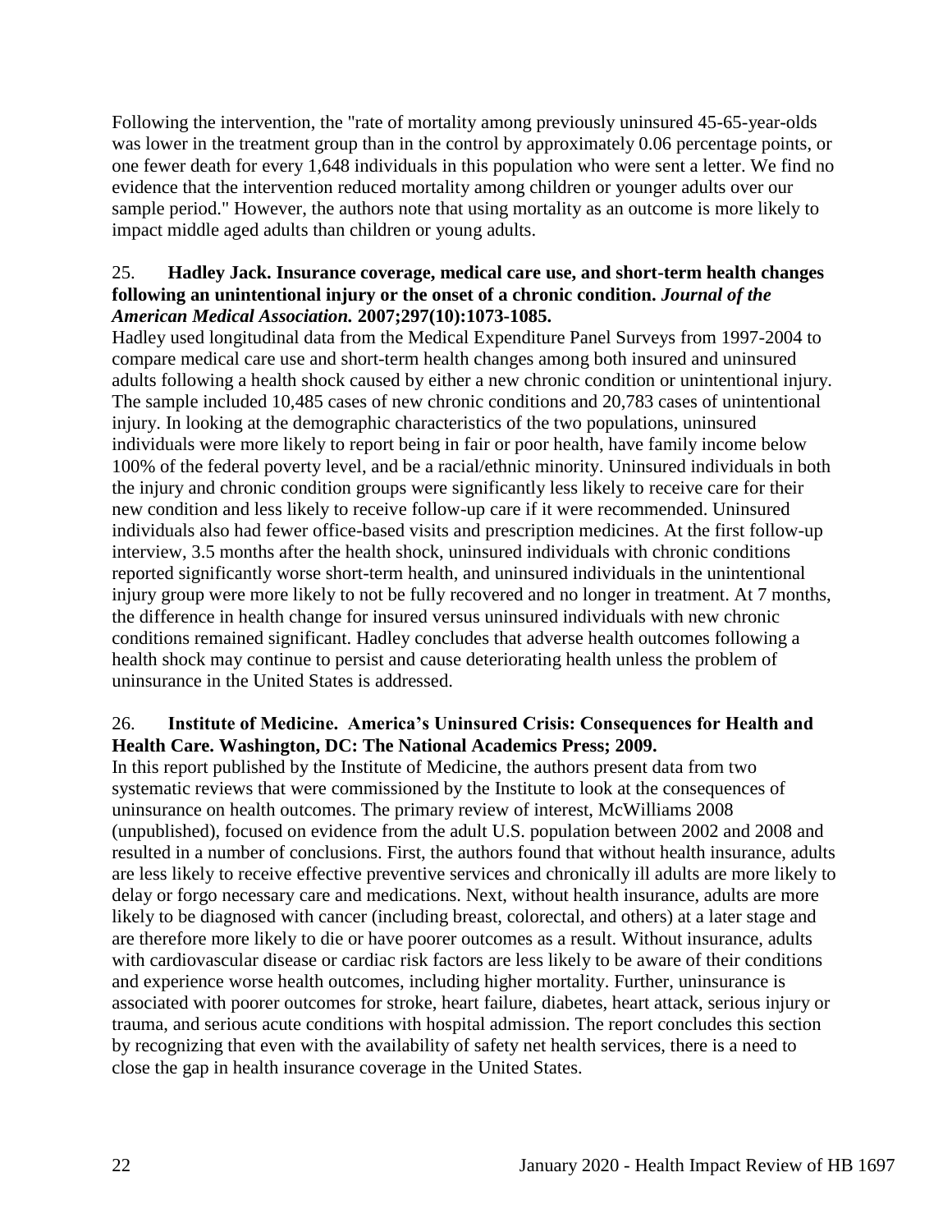Following the intervention, the "rate of mortality among previously uninsured 45-65-year-olds was lower in the treatment group than in the control by approximately 0.06 percentage points, or one fewer death for every 1,648 individuals in this population who were sent a letter. We find no evidence that the intervention reduced mortality among children or younger adults over our sample period." However, the authors note that using mortality as an outcome is more likely to impact middle aged adults than children or young adults.

25. **Hadley Jack. Insurance coverage, medical care use, and short-term health changes following an unintentional injury or the onset of a chronic condition.** ***Journal of the American Medical Association.*** **2007;297(10):1073-1085.**

Hadley used longitudinal data from the Medical Expenditure Panel Surveys from 1997-2004 to compare medical care use and short-term health changes among both insured and uninsured adults following a health shock caused by either a new chronic condition or unintentional injury. The sample included 10,485 cases of new chronic conditions and 20,783 cases of unintentional injury. In looking at the demographic characteristics of the two populations, uninsured individuals were more likely to report being in fair or poor health, have family income below 100% of the federal poverty level, and be a racial/ethnic minority. Uninsured individuals in both the injury and chronic condition groups were significantly less likely to receive care for their new condition and less likely to receive follow-up care if it were recommended. Uninsured individuals also had fewer office-based visits and prescription medicines. At the first follow-up interview, 3.5 months after the health shock, uninsured individuals with chronic conditions reported significantly worse short-term health, and uninsured individuals in the unintentional injury group were more likely to not be fully recovered and no longer in treatment. At 7 months, the difference in health change for insured versus uninsured individuals with new chronic conditions remained significant. Hadley concludes that adverse health outcomes following a health shock may continue to persist and cause deteriorating health unless the problem of uninsurance in the United States is addressed.

26. **Institute of Medicine. America's Uninsured Crisis: Consequences for Health and Health Care. Washington, DC: The National Academics Press; 2009.**

In this report published by the Institute of Medicine, the authors present data from two systematic reviews that were commissioned by the Institute to look at the consequences of uninsurance on health outcomes. The primary review of interest, McWilliams 2008 (unpublished), focused on evidence from the adult U.S. population between 2002 and 2008 and resulted in a number of conclusions. First, the authors found that without health insurance, adults are less likely to receive effective preventive services and chronically ill adults are more likely to delay or forgo necessary care and medications. Next, without health insurance, adults are more likely to be diagnosed with cancer (including breast, colorectal, and others) at a later stage and are therefore more likely to die or have poorer outcomes as a result. Without insurance, adults with cardiovascular disease or cardiac risk factors are less likely to be aware of their conditions and experience worse health outcomes, including higher mortality. Further, uninsurance is associated with poorer outcomes for stroke, heart failure, diabetes, heart attack, serious injury or trauma, and serious acute conditions with hospital admission. The report concludes this section by recognizing that even with the availability of safety net health services, there is a need to close the gap in health insurance coverage in the United States.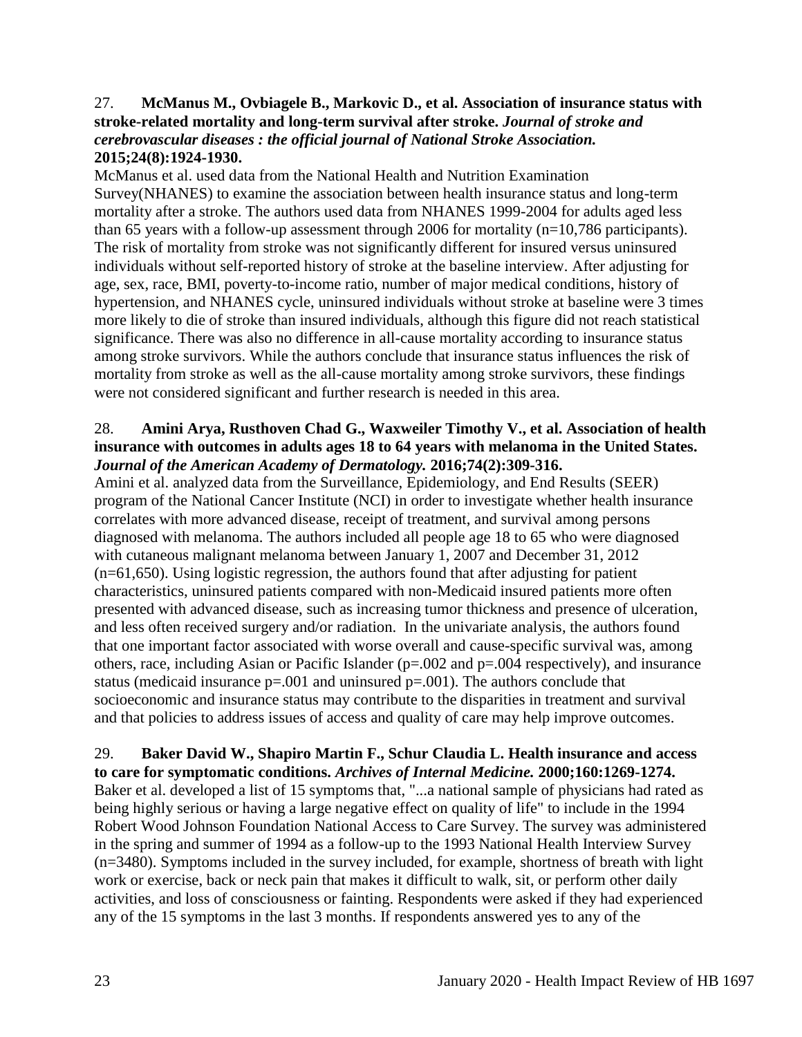27. **McManus M., Ovbiagele B., Markovic D., et al. Association of insurance status with stroke-related mortality and long-term survival after stroke.** ***Journal of stroke and cerebrovascular diseases : the official journal of National Stroke Association.*** **2015;24(8):1924-1930.**

McManus et al. used data from the National Health and Nutrition Examination Survey(NHANES) to examine the association between health insurance status and long-term mortality after a stroke. The authors used data from NHANES 1999-2004 for adults aged less than 65 years with a follow-up assessment through 2006 for mortality (n=10,786 participants). The risk of mortality from stroke was not significantly different for insured versus uninsured individuals without self-reported history of stroke at the baseline interview. After adjusting for age, sex, race, BMI, poverty-to-income ratio, number of major medical conditions, history of hypertension, and NHANES cycle, uninsured individuals without stroke at baseline were 3 times more likely to die of stroke than insured individuals, although this figure did not reach statistical significance. There was also no difference in all-cause mortality according to insurance status among stroke survivors. While the authors conclude that insurance status influences the risk of mortality from stroke as well as the all-cause mortality among stroke survivors, these findings were not considered significant and further research is needed in this area.

28. **Amini Arya, Rusthoven Chad G., Waxweiler Timothy V., et al. Association of health insurance with outcomes in adults ages 18 to 64 years with melanoma in the United States.** ***Journal of the American Academy of Dermatology.*** **2016;74(2):309-316.**

Amini et al. analyzed data from the Surveillance, Epidemiology, and End Results (SEER) program of the National Cancer Institute (NCI) in order to investigate whether health insurance correlates with more advanced disease, receipt of treatment, and survival among persons diagnosed with melanoma. The authors included all people age 18 to 65 who were diagnosed with cutaneous malignant melanoma between January 1, 2007 and December 31, 2012 (n=61,650). Using logistic regression, the authors found that after adjusting for patient characteristics, uninsured patients compared with non-Medicaid insured patients more often presented with advanced disease, such as increasing tumor thickness and presence of ulceration, and less often received surgery and/or radiation. In the univariate analysis, the authors found that one important factor associated with worse overall and cause-specific survival was, among others, race, including Asian or Pacific Islander (p=.002 and p=.004 respectively), and insurance status (medicaid insurance p=.001 and uninsured p=.001). The authors conclude that socioeconomic and insurance status may contribute to the disparities in treatment and survival and that policies to address issues of access and quality of care may help improve outcomes.

29. **Baker David W., Shapiro Martin F., Schur Claudia L. Health insurance and access to care for symptomatic conditions.** ***Archives of Internal Medicine.*** **2000;160:1269-1274.**

Baker et al. developed a list of 15 symptoms that, "...a national sample of physicians had rated as being highly serious or having a large negative effect on quality of life" to include in the 1994 Robert Wood Johnson Foundation National Access to Care Survey. The survey was administered in the spring and summer of 1994 as a follow-up to the 1993 National Health Interview Survey (n=3480). Symptoms included in the survey included, for example, shortness of breath with light work or exercise, back or neck pain that makes it difficult to walk, sit, or perform other daily activities, and loss of consciousness or fainting. Respondents were asked if they had experienced any of the 15 symptoms in the last 3 months. If respondents answered yes to any of the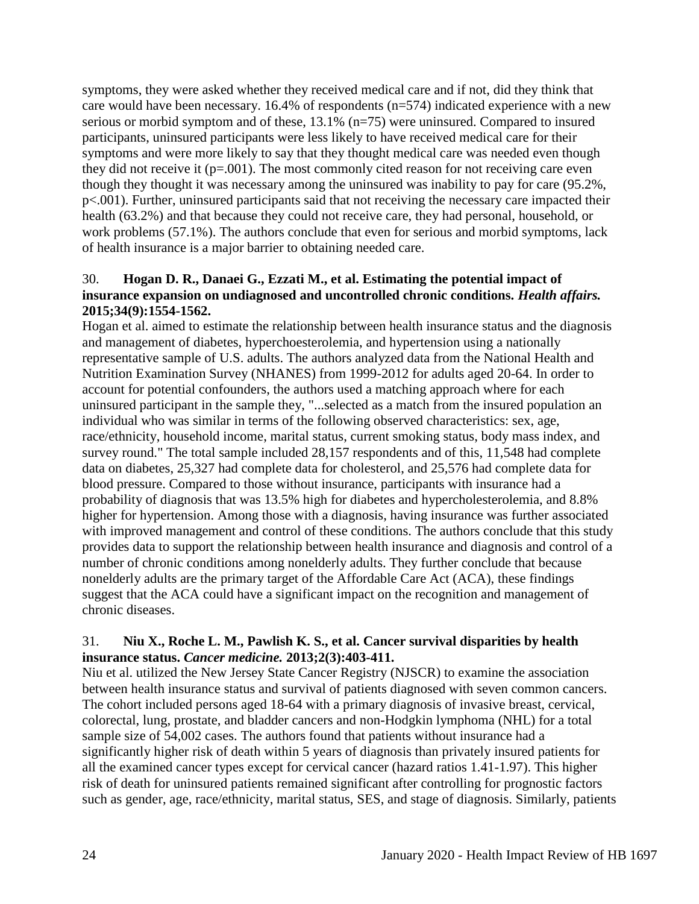symptoms, they were asked whether they received medical care and if not, did they think that care would have been necessary. 16.4% of respondents (n=574) indicated experience with a new serious or morbid symptom and of these, 13.1% (n=75) were uninsured. Compared to insured participants, uninsured participants were less likely to have received medical care for their symptoms and were more likely to say that they thought medical care was needed even though they did not receive it (p=.001). The most commonly cited reason for not receiving care even though they thought it was necessary among the uninsured was inability to pay for care (95.2%, p<.001). Further, uninsured participants said that not receiving the necessary care impacted their health (63.2%) and that because they could not receive care, they had personal, household, or work problems (57.1%). The authors conclude that even for serious and morbid symptoms, lack of health insurance is a major barrier to obtaining needed care.

30. **Hogan D. R., Danaei G., Ezzati M., et al. Estimating the potential impact of insurance expansion on undiagnosed and uncontrolled chronic conditions. *Health affairs.* 2015;34(9):1554-1562.**

Hogan et al. aimed to estimate the relationship between health insurance status and the diagnosis and management of diabetes, hyperchoesterolemia, and hypertension using a nationally representative sample of U.S. adults. The authors analyzed data from the National Health and Nutrition Examination Survey (NHANES) from 1999-2012 for adults aged 20-64. In order to account for potential confounders, the authors used a matching approach where for each uninsured participant in the sample they, "...selected as a match from the insured population an individual who was similar in terms of the following observed characteristics: sex, age, race/ethnicity, household income, marital status, current smoking status, body mass index, and survey round." The total sample included 28,157 respondents and of this, 11,548 had complete data on diabetes, 25,327 had complete data for cholesterol, and 25,576 had complete data for blood pressure. Compared to those without insurance, participants with insurance had a probability of diagnosis that was 13.5% high for diabetes and hypercholesterolemia, and 8.8% higher for hypertension. Among those with a diagnosis, having insurance was further associated with improved management and control of these conditions. The authors conclude that this study provides data to support the relationship between health insurance and diagnosis and control of a number of chronic conditions among nonelderly adults. They further conclude that because nonelderly adults are the primary target of the Affordable Care Act (ACA), these findings suggest that the ACA could have a significant impact on the recognition and management of chronic diseases.

31. **Niu X., Roche L. M., Pawlish K. S., et al. Cancer survival disparities by health insurance status. *Cancer medicine.* 2013;2(3):403-411.**

Niu et al. utilized the New Jersey State Cancer Registry (NJSCR) to examine the association between health insurance status and survival of patients diagnosed with seven common cancers. The cohort included persons aged 18-64 with a primary diagnosis of invasive breast, cervical, colorectal, lung, prostate, and bladder cancers and non-Hodgkin lymphoma (NHL) for a total sample size of 54,002 cases. The authors found that patients without insurance had a significantly higher risk of death within 5 years of diagnosis than privately insured patients for all the examined cancer types except for cervical cancer (hazard ratios 1.41-1.97). This higher risk of death for uninsured patients remained significant after controlling for prognostic factors such as gender, age, race/ethnicity, marital status, SES, and stage of diagnosis. Similarly, patients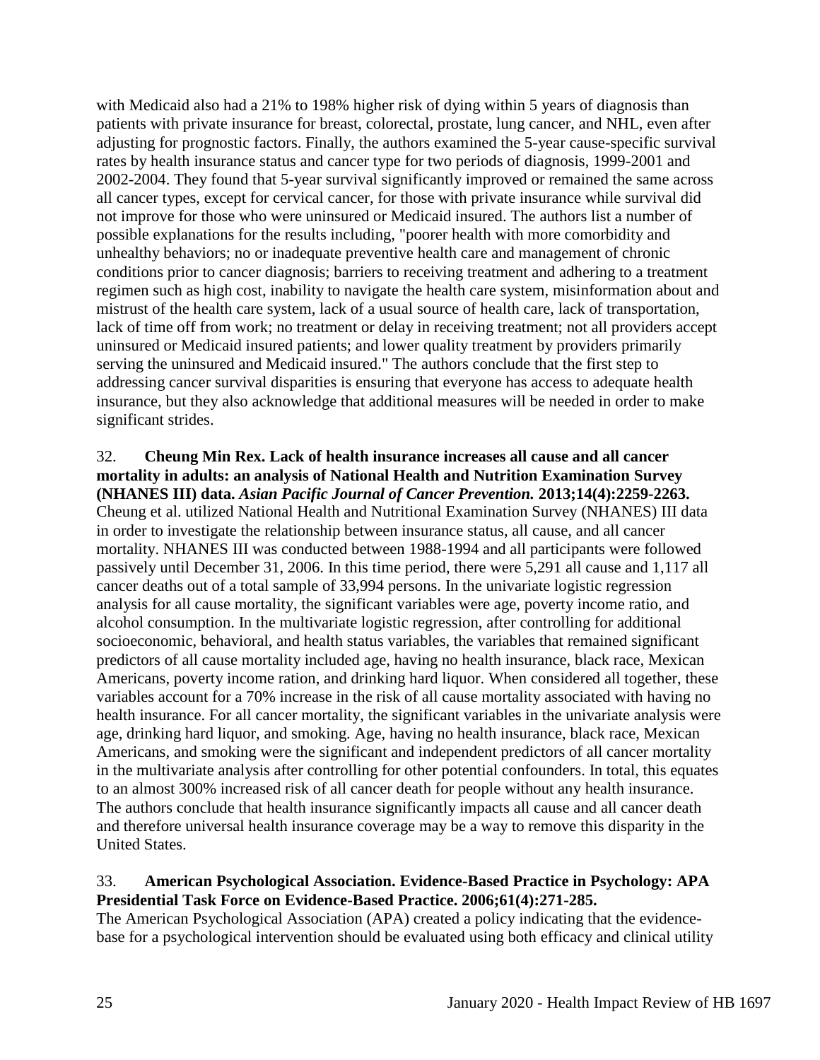with Medicaid also had a 21% to 198% higher risk of dying within 5 years of diagnosis than patients with private insurance for breast, colorectal, prostate, lung cancer, and NHL, even after adjusting for prognostic factors. Finally, the authors examined the 5-year cause-specific survival rates by health insurance status and cancer type for two periods of diagnosis, 1999-2001 and 2002-2004. They found that 5-year survival significantly improved or remained the same across all cancer types, except for cervical cancer, for those with private insurance while survival did not improve for those who were uninsured or Medicaid insured. The authors list a number of possible explanations for the results including, "poorer health with more comorbidity and unhealthy behaviors; no or inadequate preventive health care and management of chronic conditions prior to cancer diagnosis; barriers to receiving treatment and adhering to a treatment regimen such as high cost, inability to navigate the health care system, misinformation about and mistrust of the health care system, lack of a usual source of health care, lack of transportation, lack of time off from work; no treatment or delay in receiving treatment; not all providers accept uninsured or Medicaid insured patients; and lower quality treatment by providers primarily serving the uninsured and Medicaid insured." The authors conclude that the first step to addressing cancer survival disparities is ensuring that everyone has access to adequate health insurance, but they also acknowledge that additional measures will be needed in order to make significant strides.

32. **Cheung Min Rex. Lack of health insurance increases all cause and all cancer mortality in adults: an analysis of National Health and Nutrition Examination Survey (NHANES III) data.** ***Asian Pacific Journal of Cancer Prevention.*** **2013;14(4):2259-2263.**
Cheung et al. utilized National Health and Nutritional Examination Survey (NHANES) III data in order to investigate the relationship between insurance status, all cause, and all cancer mortality. NHANES III was conducted between 1988-1994 and all participants were followed passively until December 31, 2006. In this time period, there were 5,291 all cause and 1,117 all cancer deaths out of a total sample of 33,994 persons. In the univariate logistic regression analysis for all cause mortality, the significant variables were age, poverty income ratio, and alcohol consumption. In the multivariate logistic regression, after controlling for additional socioeconomic, behavioral, and health status variables, the variables that remained significant predictors of all cause mortality included age, having no health insurance, black race, Mexican Americans, poverty income ration, and drinking hard liquor. When considered all together, these variables account for a 70% increase in the risk of all cause mortality associated with having no health insurance. For all cancer mortality, the significant variables in the univariate analysis were age, drinking hard liquor, and smoking. Age, having no health insurance, black race, Mexican Americans, and smoking were the significant and independent predictors of all cancer mortality in the multivariate analysis after controlling for other potential confounders. In total, this equates to an almost 300% increased risk of all cancer death for people without any health insurance. The authors conclude that health insurance significantly impacts all cause and all cancer death and therefore universal health insurance coverage may be a way to remove this disparity in the United States.

33. **American Psychological Association. Evidence-Based Practice in Psychology: APA Presidential Task Force on Evidence-Based Practice. 2006;61(4):271-285.**
The American Psychological Association (APA) created a policy indicating that the evidence-base for a psychological intervention should be evaluated using both efficacy and clinical utility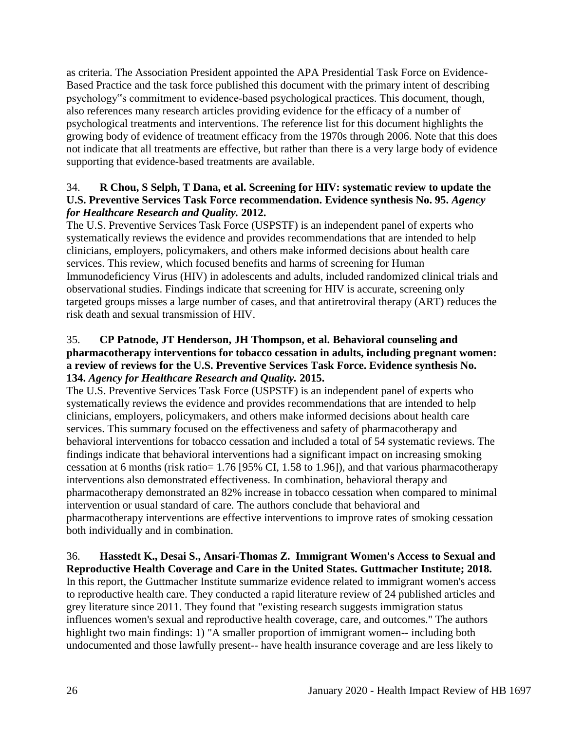as criteria. The Association President appointed the APA Presidential Task Force on Evidence-Based Practice and the task force published this document with the primary intent of describing psychology‟s commitment to evidence-based psychological practices. This document, though, also references many research articles providing evidence for the efficacy of a number of psychological treatments and interventions. The reference list for this document highlights the growing body of evidence of treatment efficacy from the 1970s through 2006. Note that this does not indicate that all treatments are effective, but rather than there is a very large body of evidence supporting that evidence-based treatments are available.

34. **R Chou, S Selph, T Dana, et al. Screening for HIV: systematic review to update the U.S. Preventive Services Task Force recommendation. Evidence synthesis No. 95.** ***Agency for Healthcare Research and Quality.*** **2012.**
The U.S. Preventive Services Task Force (USPSTF) is an independent panel of experts who systematically reviews the evidence and provides recommendations that are intended to help clinicians, employers, policymakers, and others make informed decisions about health care services. This review, which focused benefits and harms of screening for Human Immunodeficiency Virus (HIV) in adolescents and adults, included randomized clinical trials and observational studies. Findings indicate that screening for HIV is accurate, screening only targeted groups misses a large number of cases, and that antiretroviral therapy (ART) reduces the risk death and sexual transmission of HIV.

35. **CP Patnode, JT Henderson, JH Thompson, et al. Behavioral counseling and pharmacotherapy interventions for tobacco cessation in adults, including pregnant women: a review of reviews for the U.S. Preventive Services Task Force. Evidence synthesis No. 134.** ***Agency for Healthcare Research and Quality.*** **2015.**
The U.S. Preventive Services Task Force (USPSTF) is an independent panel of experts who systematically reviews the evidence and provides recommendations that are intended to help clinicians, employers, policymakers, and others make informed decisions about health care services. This summary focused on the effectiveness and safety of pharmacotherapy and behavioral interventions for tobacco cessation and included a total of 54 systematic reviews. The findings indicate that behavioral interventions had a significant impact on increasing smoking cessation at 6 months (risk ratio= 1.76 [95% CI, 1.58 to 1.96]), and that various pharmacotherapy interventions also demonstrated effectiveness. In combination, behavioral therapy and pharmacotherapy demonstrated an 82% increase in tobacco cessation when compared to minimal intervention or usual standard of care. The authors conclude that behavioral and pharmacotherapy interventions are effective interventions to improve rates of smoking cessation both individually and in combination.

36. **Hasstedt K., Desai S., Ansari-Thomas Z. Immigrant Women's Access to Sexual and Reproductive Health Coverage and Care in the United States. Guttmacher Institute; 2018.**
In this report, the Guttmacher Institute summarize evidence related to immigrant women's access to reproductive health care. They conducted a rapid literature review of 24 published articles and grey literature since 2011. They found that "existing research suggests immigration status influences women's sexual and reproductive health coverage, care, and outcomes." The authors highlight two main findings: 1) "A smaller proportion of immigrant women-- including both undocumented and those lawfully present-- have health insurance coverage and are less likely to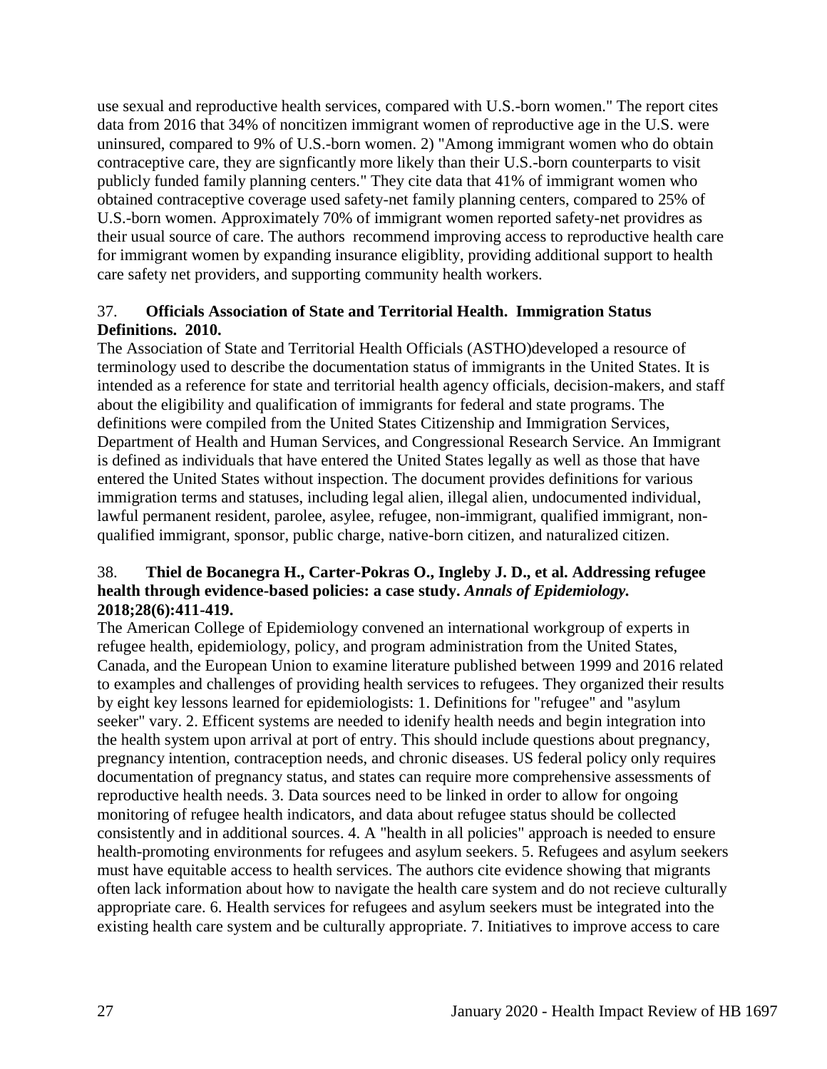use sexual and reproductive health services, compared with U.S.-born women." The report cites data from 2016 that 34% of noncitizen immigrant women of reproductive age in the U.S. were uninsured, compared to 9% of U.S.-born women. 2) "Among immigrant women who do obtain contraceptive care, they are signficantly more likely than their U.S.-born counterparts to visit publicly funded family planning centers." They cite data that 41% of immigrant women who obtained contraceptive coverage used safety-net family planning centers, compared to 25% of U.S.-born women. Approximately 70% of immigrant women reported safety-net providres as their usual source of care. The authors recommend improving access to reproductive health care for immigrant women by expanding insurance eligiblity, providing additional support to health care safety net providers, and supporting community health workers.

37. **Officials Association of State and Territorial Health. Immigration Status Definitions. 2010.**

The Association of State and Territorial Health Officials (ASTHO)developed a resource of terminology used to describe the documentation status of immigrants in the United States. It is intended as a reference for state and territorial health agency officials, decision-makers, and staff about the eligibility and qualification of immigrants for federal and state programs. The definitions were compiled from the United States Citizenship and Immigration Services, Department of Health and Human Services, and Congressional Research Service. An Immigrant is defined as individuals that have entered the United States legally as well as those that have entered the United States without inspection. The document provides definitions for various immigration terms and statuses, including legal alien, illegal alien, undocumented individual, lawful permanent resident, parolee, asylee, refugee, non-immigrant, qualified immigrant, non-qualified immigrant, sponsor, public charge, native-born citizen, and naturalized citizen.

38. **Thiel de Bocanegra H., Carter-Pokras O., Ingleby J. D., et al. Addressing refugee health through evidence-based policies: a case study. *Annals of Epidemiology.* 2018;28(6):411-419.**

The American College of Epidemiology convened an international workgroup of experts in refugee health, epidemiology, policy, and program administration from the United States, Canada, and the European Union to examine literature published between 1999 and 2016 related to examples and challenges of providing health services to refugees. They organized their results by eight key lessons learned for epidemiologists: 1. Definitions for "refugee" and "asylum seeker" vary. 2. Efficent systems are needed to idenify health needs and begin integration into the health system upon arrival at port of entry. This should include questions about pregnancy, pregnancy intention, contraception needs, and chronic diseases. US federal policy only requires documentation of pregnancy status, and states can require more comprehensive assessments of reproductive health needs. 3. Data sources need to be linked in order to allow for ongoing monitoring of refugee health indicators, and data about refugee status should be collected consistently and in additional sources. 4. A "health in all policies" approach is needed to ensure health-promoting environments for refugees and asylum seekers. 5. Refugees and asylum seekers must have equitable access to health services. The authors cite evidence showing that migrants often lack information about how to navigate the health care system and do not recieve culturally appropriate care. 6. Health services for refugees and asylum seekers must be integrated into the existing health care system and be culturally appropriate. 7. Initiatives to improve access to care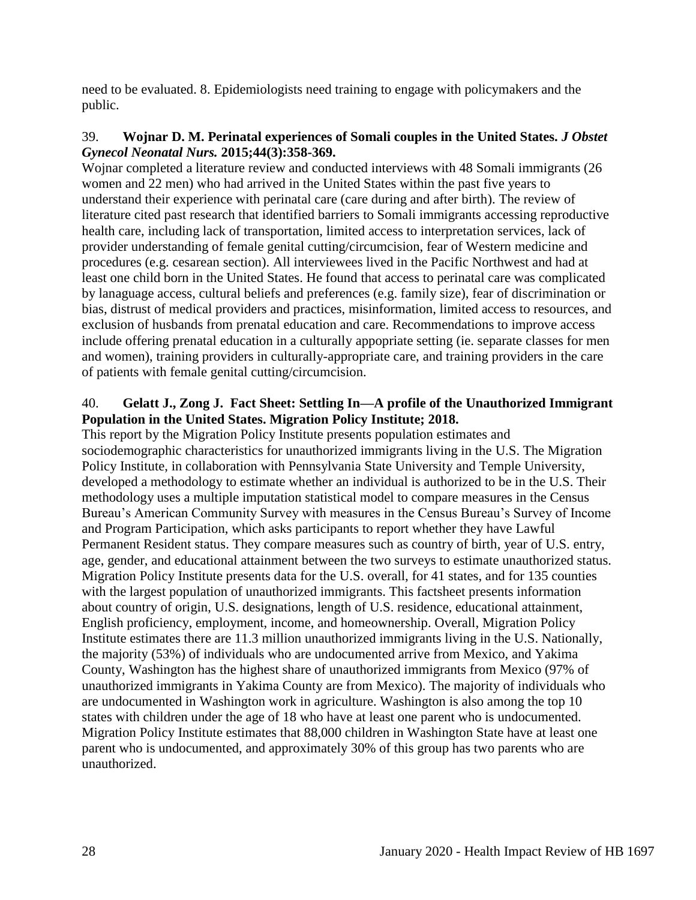need to be evaluated. 8. Epidemiologists need training to engage with policymakers and the public.

39. **Wojnar D. M. Perinatal experiences of Somali couples in the United States. *J Obstet Gynecol Neonatal Nurs.* 2015;44(3):358-369.**
Wojnar completed a literature review and conducted interviews with 48 Somali immigrants (26 women and 22 men) who had arrived in the United States within the past five years to understand their experience with perinatal care (care during and after birth). The review of literature cited past research that identified barriers to Somali immigrants accessing reproductive health care, including lack of transportation, limited access to interpretation services, lack of provider understanding of female genital cutting/circumcision, fear of Western medicine and procedures (e.g. cesarean section). All interviewees lived in the Pacific Northwest and had at least one child born in the United States. He found that access to perinatal care was complicated by lanaguage access, cultural beliefs and preferences (e.g. family size), fear of discrimination or bias, distrust of medical providers and practices, misinformation, limited access to resources, and exclusion of husbands from prenatal education and care. Recommendations to improve access include offering prenatal education in a culturally appopriate setting (ie. separate classes for men and women), training providers in culturally-appropriate care, and training providers in the care of patients with female genital cutting/circumcision.

40. **Gelatt J., Zong J. Fact Sheet: Settling In—A profile of the Unauthorized Immigrant Population in the United States. Migration Policy Institute; 2018.**
This report by the Migration Policy Institute presents population estimates and sociodemographic characteristics for unauthorized immigrants living in the U.S. The Migration Policy Institute, in collaboration with Pennsylvania State University and Temple University, developed a methodology to estimate whether an individual is authorized to be in the U.S. Their methodology uses a multiple imputation statistical model to compare measures in the Census Bureau's American Community Survey with measures in the Census Bureau's Survey of Income and Program Participation, which asks participants to report whether they have Lawful Permanent Resident status. They compare measures such as country of birth, year of U.S. entry, age, gender, and educational attainment between the two surveys to estimate unauthorized status. Migration Policy Institute presents data for the U.S. overall, for 41 states, and for 135 counties with the largest population of unauthorized immigrants. This factsheet presents information about country of origin, U.S. designations, length of U.S. residence, educational attainment, English proficiency, employment, income, and homeownership. Overall, Migration Policy Institute estimates there are 11.3 million unauthorized immigrants living in the U.S. Nationally, the majority (53%) of individuals who are undocumented arrive from Mexico, and Yakima County, Washington has the highest share of unauthorized immigrants from Mexico (97% of unauthorized immigrants in Yakima County are from Mexico). The majority of individuals who are undocumented in Washington work in agriculture. Washington is also among the top 10 states with children under the age of 18 who have at least one parent who is undocumented. Migration Policy Institute estimates that 88,000 children in Washington State have at least one parent who is undocumented, and approximately 30% of this group has two parents who are unauthorized.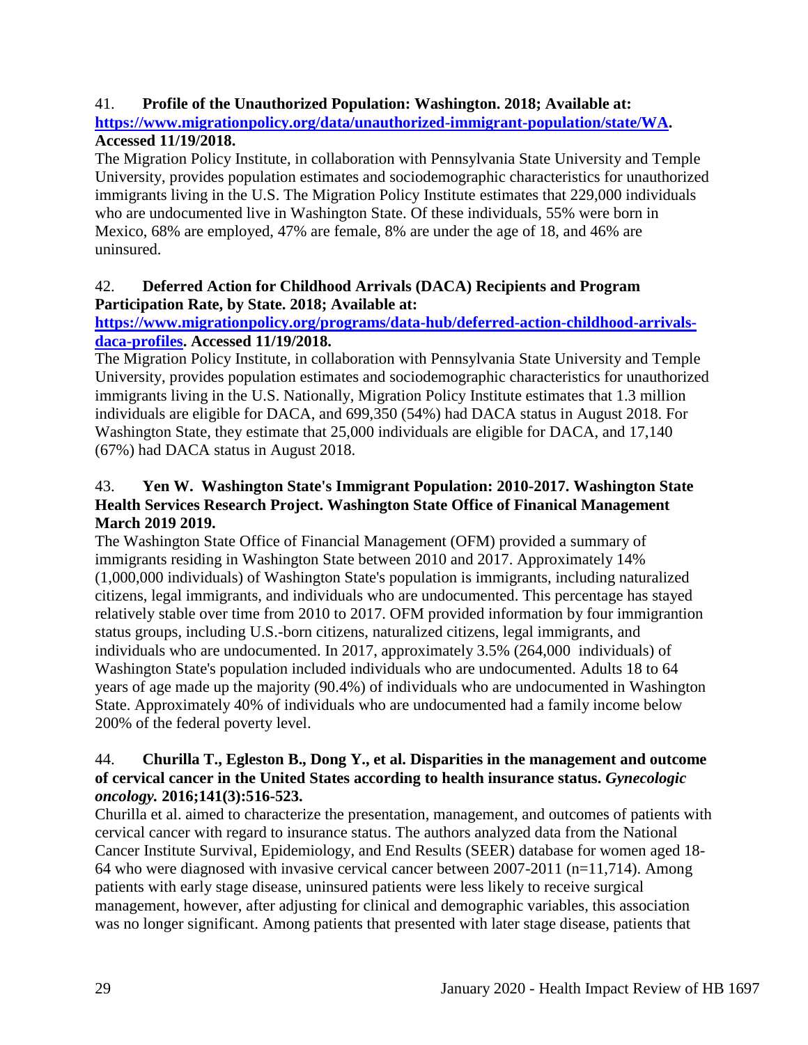41. **Profile of the Unauthorized Population: Washington. 2018; Available at: [https://www.migrationpolicy.org/data/unauthorized-immigrant-population/state/WA](https://www.migrationpolicy.org/data/unauthorized-immigrant-population/state/WA). Accessed 11/19/2018.**

The Migration Policy Institute, in collaboration with Pennsylvania State University and Temple University, provides population estimates and sociodemographic characteristics for unauthorized immigrants living in the U.S. The Migration Policy Institute estimates that 229,000 individuals who are undocumented live in Washington State. Of these individuals, 55% were born in Mexico, 68% are employed, 47% are female, 8% are under the age of 18, and 46% are uninsured.

42. **Deferred Action for Childhood Arrivals (DACA) Recipients and Program Participation Rate, by State. 2018; Available at: [https://www.migrationpolicy.org/programs/data-hub/deferred-action-childhood-arrivals-daca-profiles](https://www.migrationpolicy.org/programs/data-hub/deferred-action-childhood-arrivals-daca-profiles). Accessed 11/19/2018.**

The Migration Policy Institute, in collaboration with Pennsylvania State University and Temple University, provides population estimates and sociodemographic characteristics for unauthorized immigrants living in the U.S. Nationally, Migration Policy Institute estimates that 1.3 million individuals are eligible for DACA, and 699,350 (54%) had DACA status in August 2018. For Washington State, they estimate that 25,000 individuals are eligible for DACA, and 17,140 (67%) had DACA status in August 2018.

43. **Yen W. Washington State's Immigrant Population: 2010-2017. Washington State Health Services Research Project. Washington State Office of Finanical Management March 2019 2019.**

The Washington State Office of Financial Management (OFM) provided a summary of immigrants residing in Washington State between 2010 and 2017. Approximately 14% (1,000,000 individuals) of Washington State's population is immigrants, including naturalized citizens, legal immigrants, and individuals who are undocumented. This percentage has stayed relatively stable over time from 2010 to 2017. OFM provided information by four immigrantion status groups, including U.S.-born citizens, naturalized citizens, legal immigrants, and individuals who are undocumented. In 2017, approximately 3.5% (264,000 individuals) of Washington State's population included individuals who are undocumented. Adults 18 to 64 years of age made up the majority (90.4%) of individuals who are undocumented in Washington State. Approximately 40% of individuals who are undocumented had a family income below 200% of the federal poverty level.

44. **Churilla T., Egleston B., Dong Y., et al. Disparities in the management and outcome of cervical cancer in the United States according to health insurance status. *Gynecologic oncology.* 2016;141(3):516-523.**

Churilla et al. aimed to characterize the presentation, management, and outcomes of patients with cervical cancer with regard to insurance status. The authors analyzed data from the National Cancer Institute Survival, Epidemiology, and End Results (SEER) database for women aged 18-64 who were diagnosed with invasive cervical cancer between 2007-2011 (n=11,714). Among patients with early stage disease, uninsured patients were less likely to receive surgical management, however, after adjusting for clinical and demographic variables, this association was no longer significant. Among patients that presented with later stage disease, patients that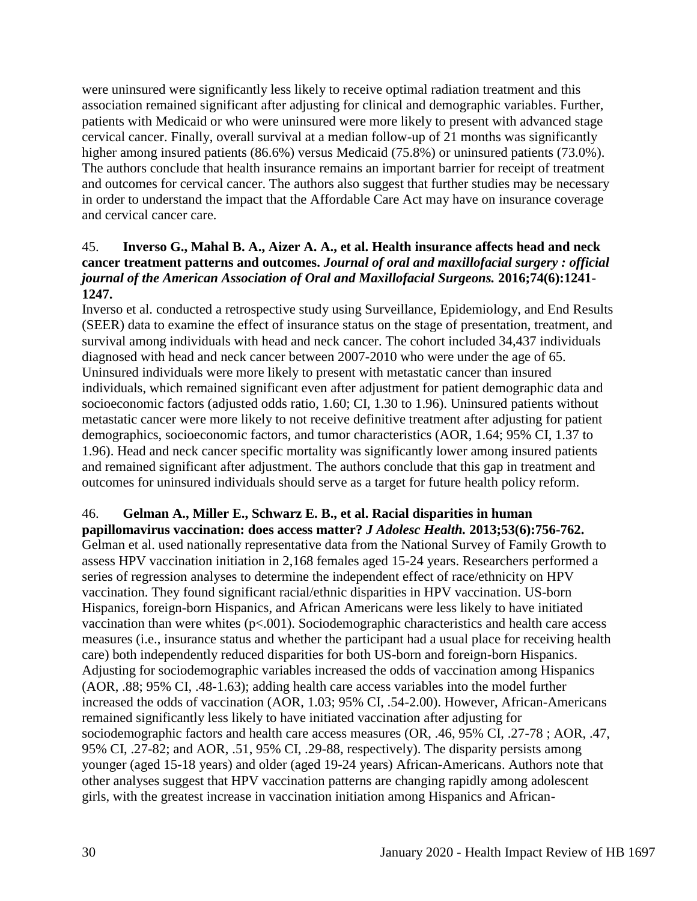were uninsured were significantly less likely to receive optimal radiation treatment and this association remained significant after adjusting for clinical and demographic variables. Further, patients with Medicaid or who were uninsured were more likely to present with advanced stage cervical cancer. Finally, overall survival at a median follow-up of 21 months was significantly higher among insured patients (86.6%) versus Medicaid (75.8%) or uninsured patients (73.0%). The authors conclude that health insurance remains an important barrier for receipt of treatment and outcomes for cervical cancer. The authors also suggest that further studies may be necessary in order to understand the impact that the Affordable Care Act may have on insurance coverage and cervical cancer care.

45. **Inverso G., Mahal B. A., Aizer A. A., et al. Health insurance affects head and neck cancer treatment patterns and outcomes.** ***Journal of oral and maxillofacial surgery : official journal of the American Association of Oral and Maxillofacial Surgeons.*** **2016;74(6):1241-1247.**

Inverso et al. conducted a retrospective study using Surveillance, Epidemiology, and End Results (SEER) data to examine the effect of insurance status on the stage of presentation, treatment, and survival among individuals with head and neck cancer. The cohort included 34,437 individuals diagnosed with head and neck cancer between 2007-2010 who were under the age of 65. Uninsured individuals were more likely to present with metastatic cancer than insured individuals, which remained significant even after adjustment for patient demographic data and socioeconomic factors (adjusted odds ratio, 1.60; CI, 1.30 to 1.96). Uninsured patients without metastatic cancer were more likely to not receive definitive treatment after adjusting for patient demographics, socioeconomic factors, and tumor characteristics (AOR, 1.64; 95% CI, 1.37 to 1.96). Head and neck cancer specific mortality was significantly lower among insured patients and remained significant after adjustment. The authors conclude that this gap in treatment and outcomes for uninsured individuals should serve as a target for future health policy reform.

46. **Gelman A., Miller E., Schwarz E. B., et al. Racial disparities in human papillomavirus vaccination: does access matter?** ***J Adolesc Health.*** **2013;53(6):756-762.**

Gelman et al. used nationally representative data from the National Survey of Family Growth to assess HPV vaccination initiation in 2,168 females aged 15-24 years. Researchers performed a series of regression analyses to determine the independent effect of race/ethnicity on HPV vaccination. They found significant racial/ethnic disparities in HPV vaccination. US-born Hispanics, foreign-born Hispanics, and African Americans were less likely to have initiated vaccination than were whites ($p<.001$). Sociodemographic characteristics and health care access measures (i.e., insurance status and whether the participant had a usual place for receiving health care) both independently reduced disparities for both US-born and foreign-born Hispanics. Adjusting for sociodemographic variables increased the odds of vaccination among Hispanics (AOR, .88; 95% CI, .48-1.63); adding health care access variables into the model further increased the odds of vaccination (AOR, 1.03; 95% CI, .54-2.00). However, African-Americans remained significantly less likely to have initiated vaccination after adjusting for sociodemographic factors and health care access measures (OR, .46, 95% CI, .27-78 ; AOR, .47, 95% CI, .27-82; and AOR, .51, 95% CI, .29-88, respectively). The disparity persists among younger (aged 15-18 years) and older (aged 19-24 years) African-Americans. Authors note that other analyses suggest that HPV vaccination patterns are changing rapidly among adolescent girls, with the greatest increase in vaccination initiation among Hispanics and African-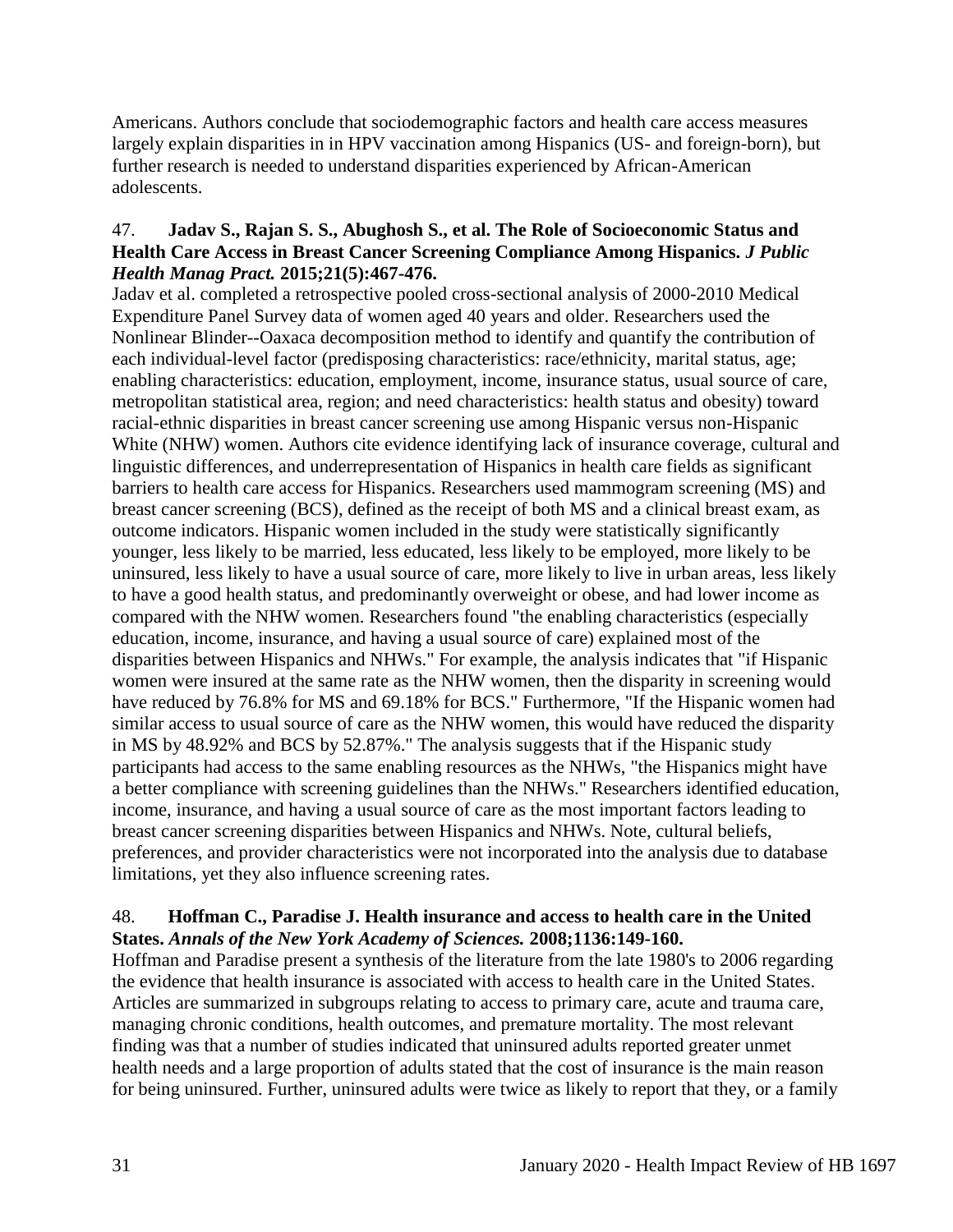Americans. Authors conclude that sociodemographic factors and health care access measures largely explain disparities in in HPV vaccination among Hispanics (US- and foreign-born), but further research is needed to understand disparities experienced by African-American adolescents.

47. **Jadav S., Rajan S. S., Abughosh S., et al. The Role of Socioeconomic Status and Health Care Access in Breast Cancer Screening Compliance Among Hispanics.** ***J Public Health Manag Pract.*** **2015;21(5):467-476.**

Jadav et al. completed a retrospective pooled cross-sectional analysis of 2000-2010 Medical Expenditure Panel Survey data of women aged 40 years and older. Researchers used the Nonlinear Blinder--Oaxaca decomposition method to identify and quantify the contribution of each individual-level factor (predisposing characteristics: race/ethnicity, marital status, age; enabling characteristics: education, employment, income, insurance status, usual source of care, metropolitan statistical area, region; and need characteristics: health status and obesity) toward racial-ethnic disparities in breast cancer screening use among Hispanic versus non-Hispanic White (NHW) women. Authors cite evidence identifying lack of insurance coverage, cultural and linguistic differences, and underrepresentation of Hispanics in health care fields as significant barriers to health care access for Hispanics. Researchers used mammogram screening (MS) and breast cancer screening (BCS), defined as the receipt of both MS and a clinical breast exam, as outcome indicators. Hispanic women included in the study were statistically significantly younger, less likely to be married, less educated, less likely to be employed, more likely to be uninsured, less likely to have a usual source of care, more likely to live in urban areas, less likely to have a good health status, and predominantly overweight or obese, and had lower income as compared with the NHW women. Researchers found "the enabling characteristics (especially education, income, insurance, and having a usual source of care) explained most of the disparities between Hispanics and NHWs." For example, the analysis indicates that "if Hispanic women were insured at the same rate as the NHW women, then the disparity in screening would have reduced by 76.8% for MS and 69.18% for BCS." Furthermore, "If the Hispanic women had similar access to usual source of care as the NHW women, this would have reduced the disparity in MS by 48.92% and BCS by 52.87%." The analysis suggests that if the Hispanic study participants had access to the same enabling resources as the NHWs, "the Hispanics might have a better compliance with screening guidelines than the NHWs." Researchers identified education, income, insurance, and having a usual source of care as the most important factors leading to breast cancer screening disparities between Hispanics and NHWs. Note, cultural beliefs, preferences, and provider characteristics were not incorporated into the analysis due to database limitations, yet they also influence screening rates.

48. **Hoffman C., Paradise J. Health insurance and access to health care in the United States.** ***Annals of the New York Academy of Sciences.*** **2008;1136:149-160.**

Hoffman and Paradise present a synthesis of the literature from the late 1980's to 2006 regarding the evidence that health insurance is associated with access to health care in the United States. Articles are summarized in subgroups relating to access to primary care, acute and trauma care, managing chronic conditions, health outcomes, and premature mortality. The most relevant finding was that a number of studies indicated that uninsured adults reported greater unmet health needs and a large proportion of adults stated that the cost of insurance is the main reason for being uninsured. Further, uninsured adults were twice as likely to report that they, or a family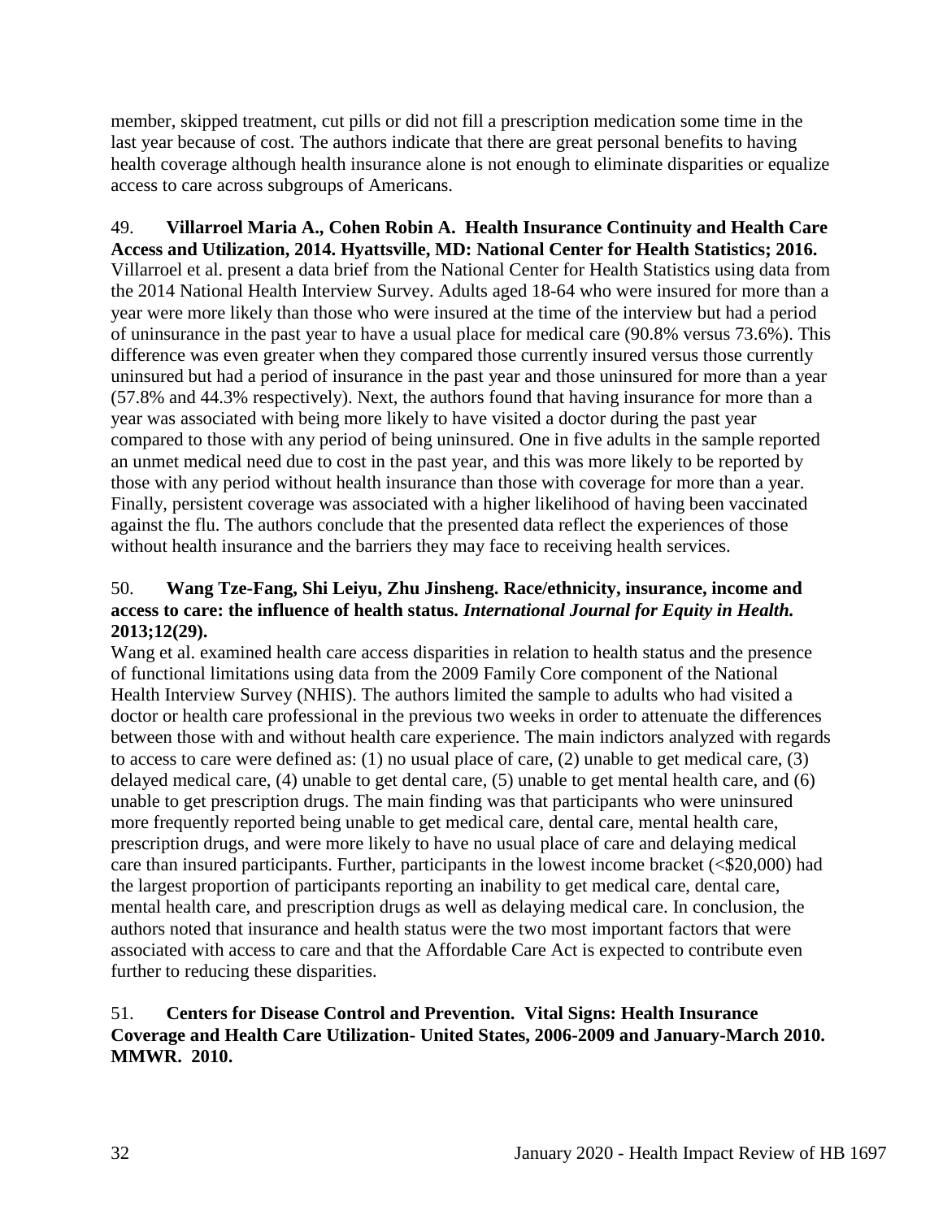member, skipped treatment, cut pills or did not fill a prescription medication some time in the last year because of cost. The authors indicate that there are great personal benefits to having health coverage although health insurance alone is not enough to eliminate disparities or equalize access to care across subgroups of Americans.

49. **Villarroel Maria A., Cohen Robin A. Health Insurance Continuity and Health Care Access and Utilization, 2014. Hyattsville, MD: National Center for Health Statistics; 2016.**
Villarroel et al. present a data brief from the National Center for Health Statistics using data from the 2014 National Health Interview Survey. Adults aged 18-64 who were insured for more than a year were more likely than those who were insured at the time of the interview but had a period of uninsurance in the past year to have a usual place for medical care (90.8% versus 73.6%). This difference was even greater when they compared those currently insured versus those currently uninsured but had a period of insurance in the past year and those uninsured for more than a year (57.8% and 44.3% respectively). Next, the authors found that having insurance for more than a year was associated with being more likely to have visited a doctor during the past year compared to those with any period of being uninsured. One in five adults in the sample reported an unmet medical need due to cost in the past year, and this was more likely to be reported by those with any period without health insurance than those with coverage for more than a year. Finally, persistent coverage was associated with a higher likelihood of having been vaccinated against the flu. The authors conclude that the presented data reflect the experiences of those without health insurance and the barriers they may face to receiving health services.

50. **Wang Tze-Fang, Shi Leiyu, Zhu Jinsheng. Race/ethnicity, insurance, income and access to care: the influence of health status.** ***International Journal for Equity in Health.*** **2013;12(29).**
Wang et al. examined health care access disparities in relation to health status and the presence of functional limitations using data from the 2009 Family Core component of the National Health Interview Survey (NHIS). The authors limited the sample to adults who had visited a doctor or health care professional in the previous two weeks in order to attenuate the differences between those with and without health care experience. The main indictors analyzed with regards to access to care were defined as: (1) no usual place of care, (2) unable to get medical care, (3) delayed medical care, (4) unable to get dental care, (5) unable to get mental health care, and (6) unable to get prescription drugs. The main finding was that participants who were uninsured more frequently reported being unable to get medical care, dental care, mental health care, prescription drugs, and were more likely to have no usual place of care and delaying medical care than insured participants. Further, participants in the lowest income bracket (<$20,000) had the largest proportion of participants reporting an inability to get medical care, dental care, mental health care, and prescription drugs as well as delaying medical care. In conclusion, the authors noted that insurance and health status were the two most important factors that were associated with access to care and that the Affordable Care Act is expected to contribute even further to reducing these disparities.

51. **Centers for Disease Control and Prevention. Vital Signs: Health Insurance Coverage and Health Care Utilization- United States, 2006-2009 and January-March 2010. MMWR. 2010.**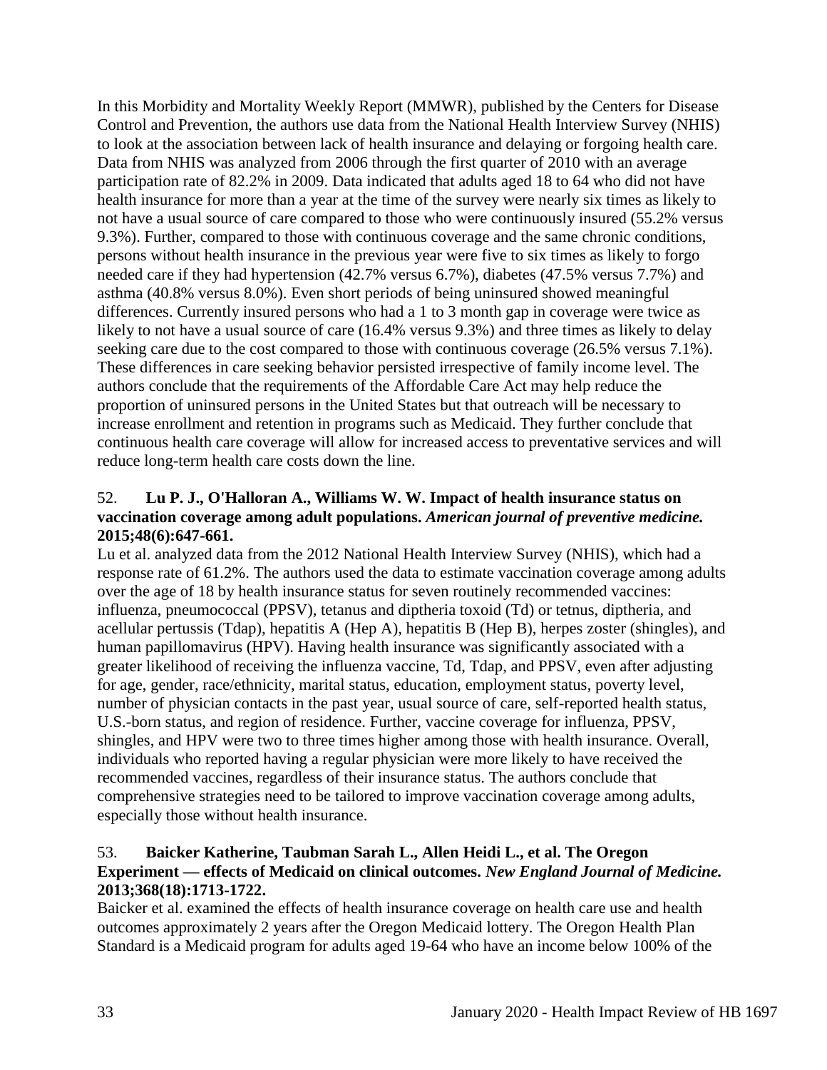In this Morbidity and Mortality Weekly Report (MMWR), published by the Centers for Disease Control and Prevention, the authors use data from the National Health Interview Survey (NHIS) to look at the association between lack of health insurance and delaying or forgoing health care. Data from NHIS was analyzed from 2006 through the first quarter of 2010 with an average participation rate of 82.2% in 2009. Data indicated that adults aged 18 to 64 who did not have health insurance for more than a year at the time of the survey were nearly six times as likely to not have a usual source of care compared to those who were continuously insured (55.2% versus 9.3%). Further, compared to those with continuous coverage and the same chronic conditions, persons without health insurance in the previous year were five to six times as likely to forgo needed care if they had hypertension (42.7% versus 6.7%), diabetes (47.5% versus 7.7%) and asthma (40.8% versus 8.0%). Even short periods of being uninsured showed meaningful differences. Currently insured persons who had a 1 to 3 month gap in coverage were twice as likely to not have a usual source of care (16.4% versus 9.3%) and three times as likely to delay seeking care due to the cost compared to those with continuous coverage (26.5% versus 7.1%). These differences in care seeking behavior persisted irrespective of family income level. The authors conclude that the requirements of the Affordable Care Act may help reduce the proportion of uninsured persons in the United States but that outreach will be necessary to increase enrollment and retention in programs such as Medicaid. They further conclude that continuous health care coverage will allow for increased access to preventative services and will reduce long-term health care costs down the line.

52. **Lu P. J., O'Halloran A., Williams W. W. Impact of health insurance status on vaccination coverage among adult populations.** ***American journal of preventive medicine.*** **2015;48(6):647-661.**

Lu et al. analyzed data from the 2012 National Health Interview Survey (NHIS), which had a response rate of 61.2%. The authors used the data to estimate vaccination coverage among adults over the age of 18 by health insurance status for seven routinely recommended vaccines: influenza, pneumococcal (PPSV), tetanus and diptheria toxoid (Td) or tetnus, diptheria, and acellular pertussis (Tdap), hepatitis A (Hep A), hepatitis B (Hep B), herpes zoster (shingles), and human papillomavirus (HPV). Having health insurance was significantly associated with a greater likelihood of receiving the influenza vaccine, Td, Tdap, and PPSV, even after adjusting for age, gender, race/ethnicity, marital status, education, employment status, poverty level, number of physician contacts in the past year, usual source of care, self-reported health status, U.S.-born status, and region of residence. Further, vaccine coverage for influenza, PPSV, shingles, and HPV were two to three times higher among those with health insurance. Overall, individuals who reported having a regular physician were more likely to have received the recommended vaccines, regardless of their insurance status. The authors conclude that comprehensive strategies need to be tailored to improve vaccination coverage among adults, especially those without health insurance.

53. **Baicker Katherine, Taubman Sarah L., Allen Heidi L., et al. The Oregon Experiment — effects of Medicaid on clinical outcomes.** ***New England Journal of Medicine.*** **2013;368(18):1713-1722.**

Baicker et al. examined the effects of health insurance coverage on health care use and health outcomes approximately 2 years after the Oregon Medicaid lottery. The Oregon Health Plan Standard is a Medicaid program for adults aged 19-64 who have an income below 100% of the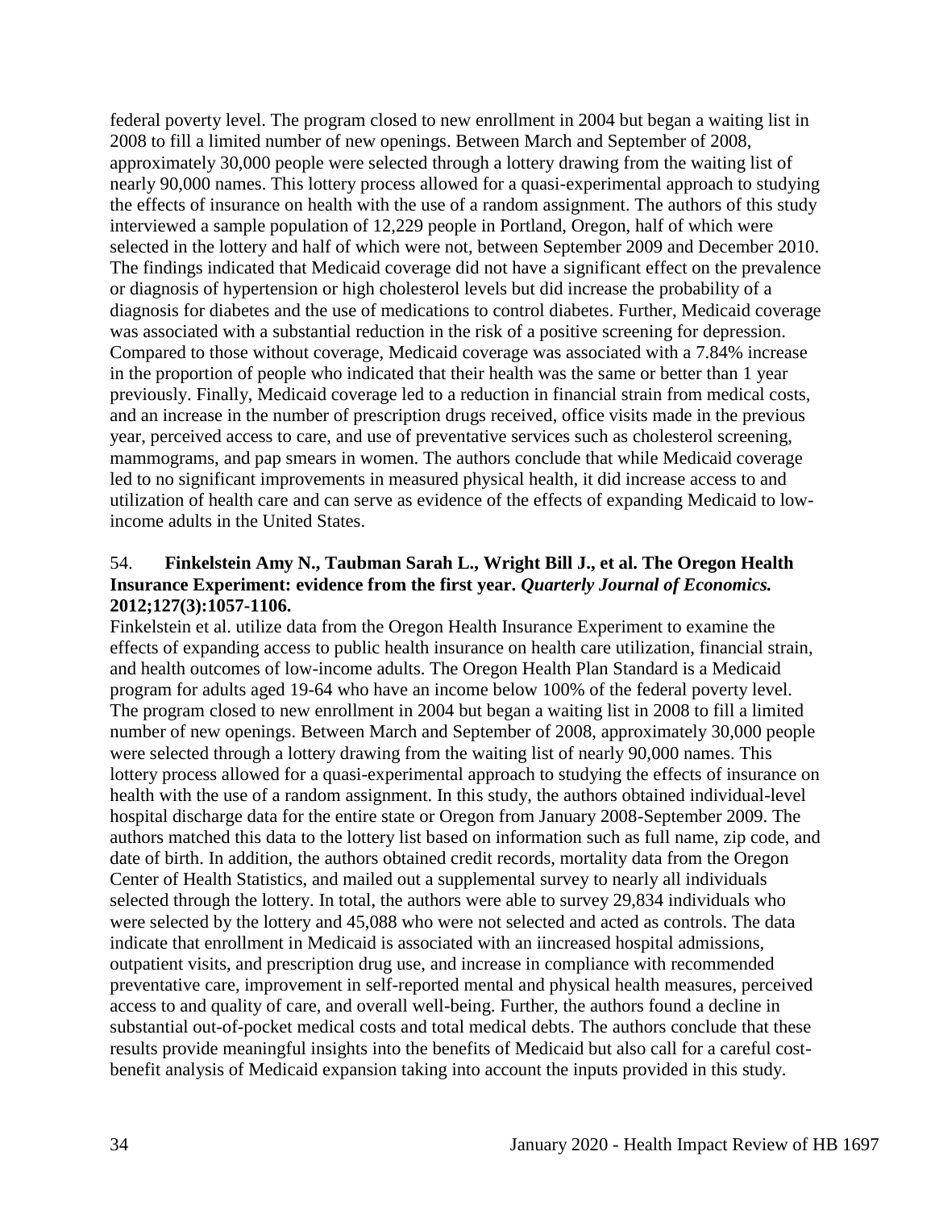federal poverty level. The program closed to new enrollment in 2004 but began a waiting list in 2008 to fill a limited number of new openings. Between March and September of 2008, approximately 30,000 people were selected through a lottery drawing from the waiting list of nearly 90,000 names. This lottery process allowed for a quasi-experimental approach to studying the effects of insurance on health with the use of a random assignment. The authors of this study interviewed a sample population of 12,229 people in Portland, Oregon, half of which were selected in the lottery and half of which were not, between September 2009 and December 2010. The findings indicated that Medicaid coverage did not have a significant effect on the prevalence or diagnosis of hypertension or high cholesterol levels but did increase the probability of a diagnosis for diabetes and the use of medications to control diabetes. Further, Medicaid coverage was associated with a substantial reduction in the risk of a positive screening for depression. Compared to those without coverage, Medicaid coverage was associated with a 7.84% increase in the proportion of people who indicated that their health was the same or better than 1 year previously. Finally, Medicaid coverage led to a reduction in financial strain from medical costs, and an increase in the number of prescription drugs received, office visits made in the previous year, perceived access to care, and use of preventative services such as cholesterol screening, mammograms, and pap smears in women. The authors conclude that while Medicaid coverage led to no significant improvements in measured physical health, it did increase access to and utilization of health care and can serve as evidence of the effects of expanding Medicaid to low-income adults in the United States.

54. **Finkelstein Amy N., Taubman Sarah L., Wright Bill J., et al. The Oregon Health Insurance Experiment: evidence from the first year. *Quarterly Journal of Economics.* 2012;127(3):1057-1106.**

Finkelstein et al. utilize data from the Oregon Health Insurance Experiment to examine the effects of expanding access to public health insurance on health care utilization, financial strain, and health outcomes of low-income adults. The Oregon Health Plan Standard is a Medicaid program for adults aged 19-64 who have an income below 100% of the federal poverty level. The program closed to new enrollment in 2004 but began a waiting list in 2008 to fill a limited number of new openings. Between March and September of 2008, approximately 30,000 people were selected through a lottery drawing from the waiting list of nearly 90,000 names. This lottery process allowed for a quasi-experimental approach to studying the effects of insurance on health with the use of a random assignment. In this study, the authors obtained individual-level hospital discharge data for the entire state or Oregon from January 2008-September 2009. The authors matched this data to the lottery list based on information such as full name, zip code, and date of birth. In addition, the authors obtained credit records, mortality data from the Oregon Center of Health Statistics, and mailed out a supplemental survey to nearly all individuals selected through the lottery. In total, the authors were able to survey 29,834 individuals who were selected by the lottery and 45,088 who were not selected and acted as controls. The data indicate that enrollment in Medicaid is associated with an iincreased hospital admissions, outpatient visits, and prescription drug use, and increase in compliance with recommended preventative care, improvement in self-reported mental and physical health measures, perceived access to and quality of care, and overall well-being. Further, the authors found a decline in substantial out-of-pocket medical costs and total medical debts. The authors conclude that these results provide meaningful insights into the benefits of Medicaid but also call for a careful cost-benefit analysis of Medicaid expansion taking into account the inputs provided in this study.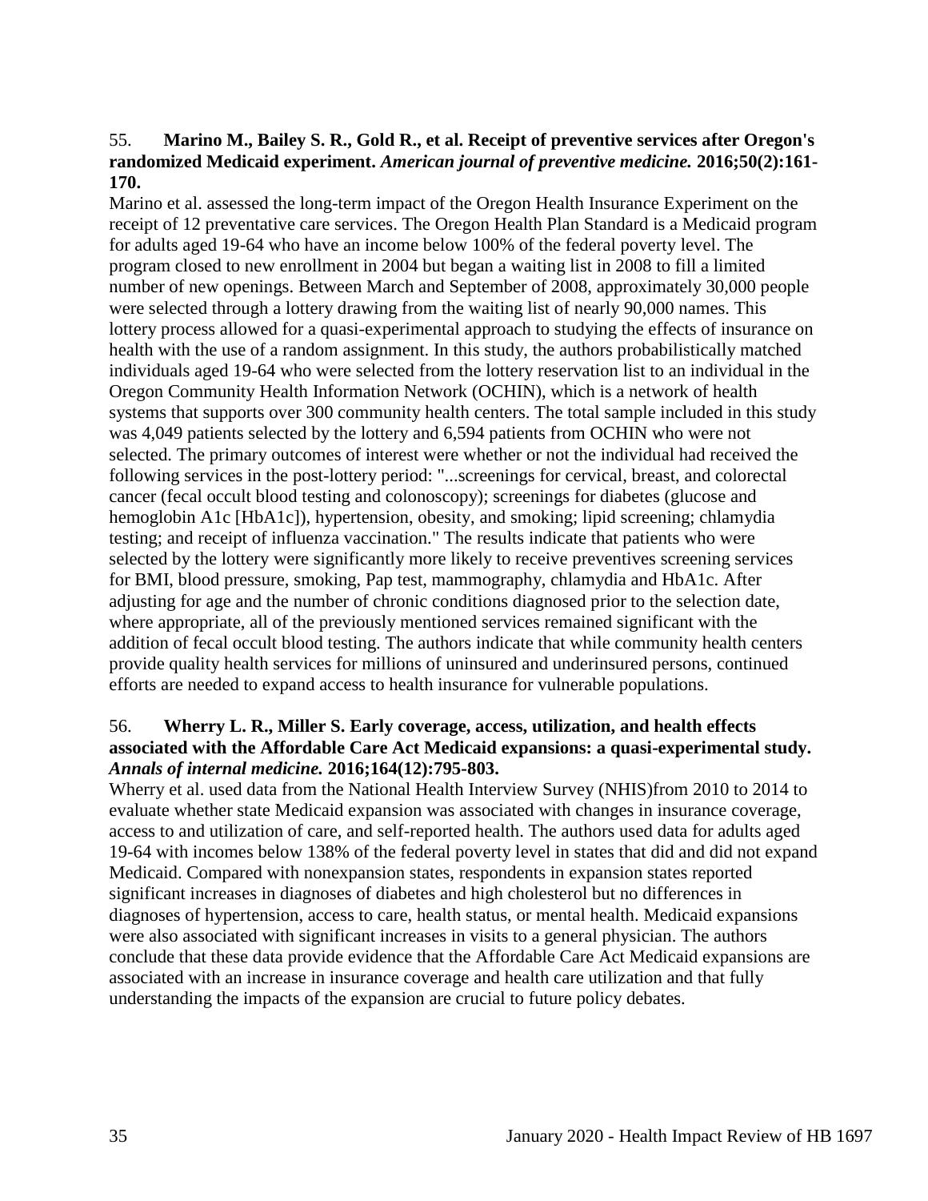55. **Marino M., Bailey S. R., Gold R., et al. Receipt of preventive services after Oregon's randomized Medicaid experiment.** ***American journal of preventive medicine.*** **2016;50(2):161-170.**

Marino et al. assessed the long-term impact of the Oregon Health Insurance Experiment on the receipt of 12 preventative care services. The Oregon Health Plan Standard is a Medicaid program for adults aged 19-64 who have an income below 100% of the federal poverty level. The program closed to new enrollment in 2004 but began a waiting list in 2008 to fill a limited number of new openings. Between March and September of 2008, approximately 30,000 people were selected through a lottery drawing from the waiting list of nearly 90,000 names. This lottery process allowed for a quasi-experimental approach to studying the effects of insurance on health with the use of a random assignment. In this study, the authors probabilistically matched individuals aged 19-64 who were selected from the lottery reservation list to an individual in the Oregon Community Health Information Network (OCHIN), which is a network of health systems that supports over 300 community health centers. The total sample included in this study was 4,049 patients selected by the lottery and 6,594 patients from OCHIN who were not selected. The primary outcomes of interest were whether or not the individual had received the following services in the post-lottery period: "...screenings for cervical, breast, and colorectal cancer (fecal occult blood testing and colonoscopy); screenings for diabetes (glucose and hemoglobin A1c [HbA1c]), hypertension, obesity, and smoking; lipid screening; chlamydia testing; and receipt of influenza vaccination." The results indicate that patients who were selected by the lottery were significantly more likely to receive preventives screening services for BMI, blood pressure, smoking, Pap test, mammography, chlamydia and HbA1c. After adjusting for age and the number of chronic conditions diagnosed prior to the selection date, where appropriate, all of the previously mentioned services remained significant with the addition of fecal occult blood testing. The authors indicate that while community health centers provide quality health services for millions of uninsured and underinsured persons, continued efforts are needed to expand access to health insurance for vulnerable populations.

56. **Wherry L. R., Miller S. Early coverage, access, utilization, and health effects associated with the Affordable Care Act Medicaid expansions: a quasi-experimental study.** ***Annals of internal medicine.*** **2016;164(12):795-803.**

Wherry et al. used data from the National Health Interview Survey (NHIS)from 2010 to 2014 to evaluate whether state Medicaid expansion was associated with changes in insurance coverage, access to and utilization of care, and self-reported health. The authors used data for adults aged 19-64 with incomes below 138% of the federal poverty level in states that did and did not expand Medicaid. Compared with nonexpansion states, respondents in expansion states reported significant increases in diagnoses of diabetes and high cholesterol but no differences in diagnoses of hypertension, access to care, health status, or mental health. Medicaid expansions were also associated with significant increases in visits to a general physician. The authors conclude that these data provide evidence that the Affordable Care Act Medicaid expansions are associated with an increase in insurance coverage and health care utilization and that fully understanding the impacts of the expansion are crucial to future policy debates.